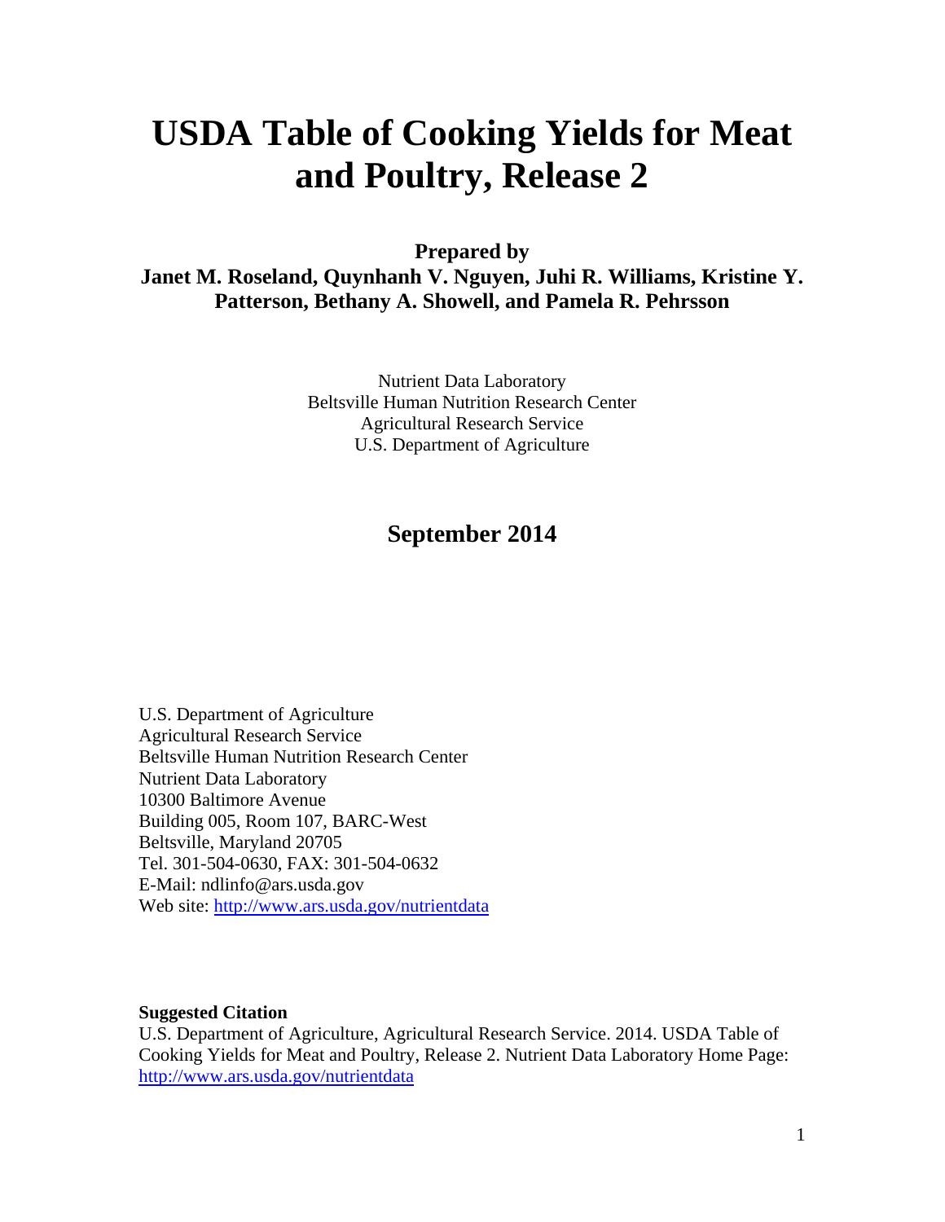# USDA Table of Cooking Yields for Meat and Poultry, Release 2

**Prepared by**

**Janet M. Roseland, Quynhanh V. Nguyen, Juhi R. Williams, Kristine Y. Patterson, Bethany A. Showell, and Pamela R. Pehrsson**

Nutrient Data Laboratory
Beltsville Human Nutrition Research Center
Agricultural Research Service
U.S. Department of Agriculture

## September 2014

U.S. Department of Agriculture
Agricultural Research Service
Beltsville Human Nutrition Research Center
Nutrient Data Laboratory
10300 Baltimore Avenue
Building 005, Room 107, BARC-West
Beltsville, Maryland 20705
Tel. 301-504-0630, FAX: 301-504-0632
E-Mail: ndlinfo@ars.usda.gov
Web site: http://www.ars.usda.gov/nutrientdata

**Suggested Citation**

U.S. Department of Agriculture, Agricultural Research Service. 2014. USDA Table of Cooking Yields for Meat and Poultry, Release 2. Nutrient Data Laboratory Home Page: http://www.ars.usda.gov/nutrientdata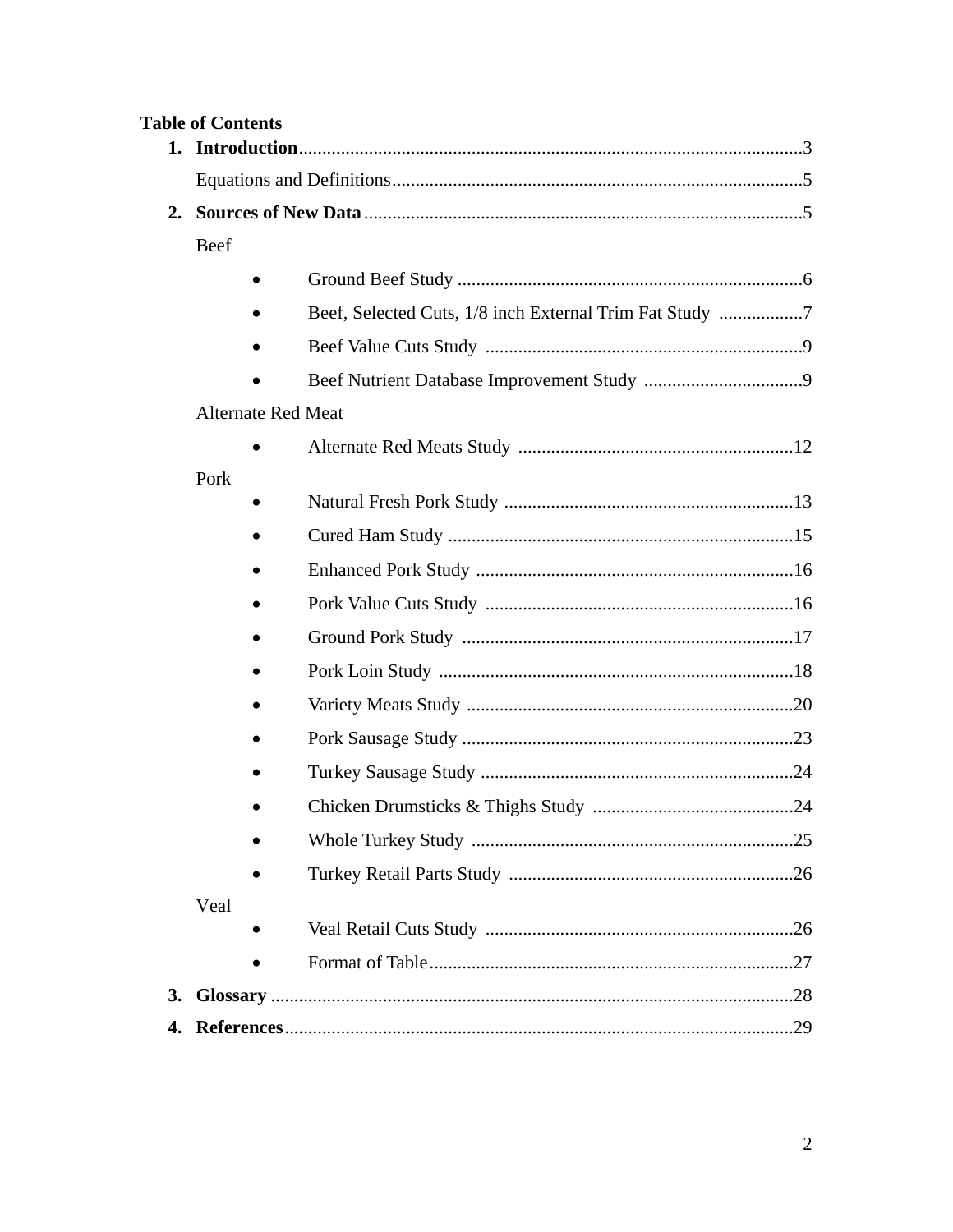**Table of Contents**

1. **Introduction** ........................................................................................................3

   Equations and Definitions........................................................................................5

2. **Sources of New Data** ...........................................................................................5

   Beef

   - Ground Beef Study ..........................................................................6
   - Beef, Selected Cuts, 1/8 inch External Trim Fat Study ..................7
   - Beef Value Cuts Study ....................................................................9
   - Beef Nutrient Database Improvement Study ..................................9

   Alternate Red Meat

   - Alternate Red Meats Study ...........................................................12

   Pork

   - Natural Fresh Pork Study ..............................................................13
   - Cured Ham Study ..........................................................................15
   - Enhanced Pork Study ....................................................................16
   - Pork Value Cuts Study ..................................................................16
   - Ground Pork Study .......................................................................17
   - Pork Loin Study ............................................................................18
   - Variety Meats Study ......................................................................20
   - Pork Sausage Study .......................................................................23
   - Turkey Sausage Study ...................................................................24
   - Chicken Drumsticks & Thighs Study ...........................................24
   - Whole Turkey Study .....................................................................25
   - Turkey Retail Parts Study .............................................................26

   Veal

   - Veal Retail Cuts Study ..................................................................26
   - Format of Table..............................................................................27

3. **Glossary** ................................................................................................................28
4. **References**.............................................................................................................29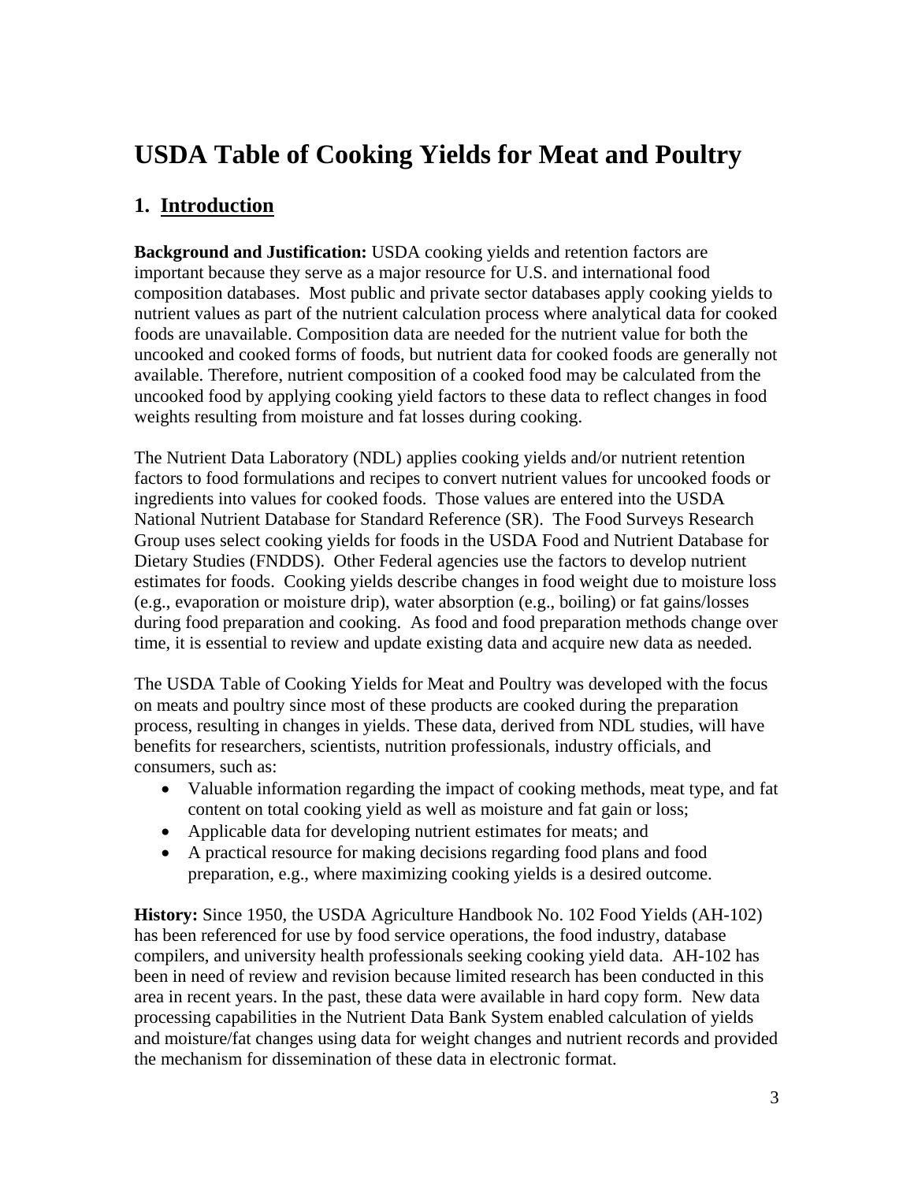# USDA Table of Cooking Yields for Meat and Poultry

## 1. Introduction

**Background and Justification:** USDA cooking yields and retention factors are important because they serve as a major resource for U.S. and international food composition databases. Most public and private sector databases apply cooking yields to nutrient values as part of the nutrient calculation process where analytical data for cooked foods are unavailable. Composition data are needed for the nutrient value for both the uncooked and cooked forms of foods, but nutrient data for cooked foods are generally not available. Therefore, nutrient composition of a cooked food may be calculated from the uncooked food by applying cooking yield factors to these data to reflect changes in food weights resulting from moisture and fat losses during cooking.

The Nutrient Data Laboratory (NDL) applies cooking yields and/or nutrient retention factors to food formulations and recipes to convert nutrient values for uncooked foods or ingredients into values for cooked foods. Those values are entered into the USDA National Nutrient Database for Standard Reference (SR). The Food Surveys Research Group uses select cooking yields for foods in the USDA Food and Nutrient Database for Dietary Studies (FNDDS). Other Federal agencies use the factors to develop nutrient estimates for foods. Cooking yields describe changes in food weight due to moisture loss (e.g., evaporation or moisture drip), water absorption (e.g., boiling) or fat gains/losses during food preparation and cooking. As food and food preparation methods change over time, it is essential to review and update existing data and acquire new data as needed.

The USDA Table of Cooking Yields for Meat and Poultry was developed with the focus on meats and poultry since most of these products are cooked during the preparation process, resulting in changes in yields. These data, derived from NDL studies, will have benefits for researchers, scientists, nutrition professionals, industry officials, and consumers, such as:

- Valuable information regarding the impact of cooking methods, meat type, and fat content on total cooking yield as well as moisture and fat gain or loss;
- Applicable data for developing nutrient estimates for meats; and
- A practical resource for making decisions regarding food plans and food preparation, e.g., where maximizing cooking yields is a desired outcome.

**History:** Since 1950, the USDA Agriculture Handbook No. 102 Food Yields (AH-102) has been referenced for use by food service operations, the food industry, database compilers, and university health professionals seeking cooking yield data. AH-102 has been in need of review and revision because limited research has been conducted in this area in recent years. In the past, these data were available in hard copy form. New data processing capabilities in the Nutrient Data Bank System enabled calculation of yields and moisture/fat changes using data for weight changes and nutrient records and provided the mechanism for dissemination of these data in electronic format.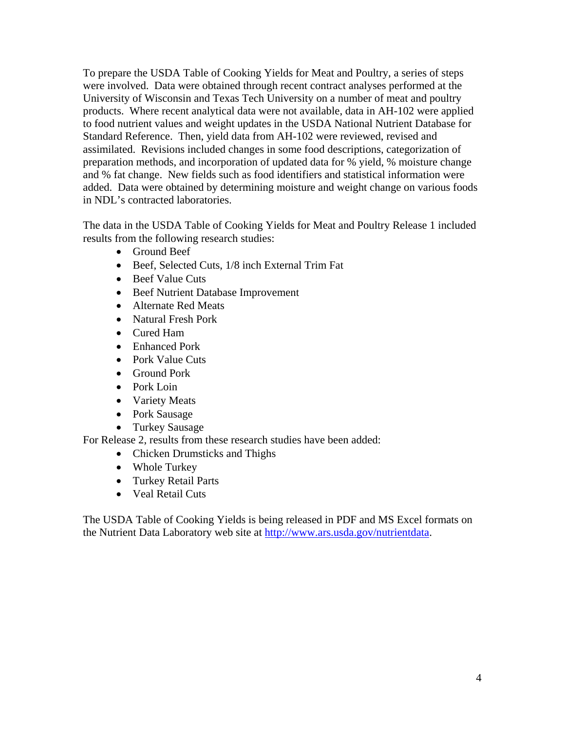To prepare the USDA Table of Cooking Yields for Meat and Poultry, a series of steps were involved. Data were obtained through recent contract analyses performed at the University of Wisconsin and Texas Tech University on a number of meat and poultry products. Where recent analytical data were not available, data in AH-102 were applied to food nutrient values and weight updates in the USDA National Nutrient Database for Standard Reference. Then, yield data from AH-102 were reviewed, revised and assimilated. Revisions included changes in some food descriptions, categorization of preparation methods, and incorporation of updated data for % yield, % moisture change and % fat change. New fields such as food identifiers and statistical information were added. Data were obtained by determining moisture and weight change on various foods in NDL's contracted laboratories.

The data in the USDA Table of Cooking Yields for Meat and Poultry Release 1 included results from the following research studies:

- Ground Beef
- Beef, Selected Cuts, 1/8 inch External Trim Fat
- Beef Value Cuts
- Beef Nutrient Database Improvement
- Alternate Red Meats
- Natural Fresh Pork
- Cured Ham
- Enhanced Pork
- Pork Value Cuts
- Ground Pork
- Pork Loin
- Variety Meats
- Pork Sausage
- Turkey Sausage

For Release 2, results from these research studies have been added:

- Chicken Drumsticks and Thighs
- Whole Turkey
- Turkey Retail Parts
- Veal Retail Cuts

The USDA Table of Cooking Yields is being released in PDF and MS Excel formats on the Nutrient Data Laboratory web site at [http://www.ars.usda.gov/nutrientdata](http://www.ars.usda.gov/nutrientdata).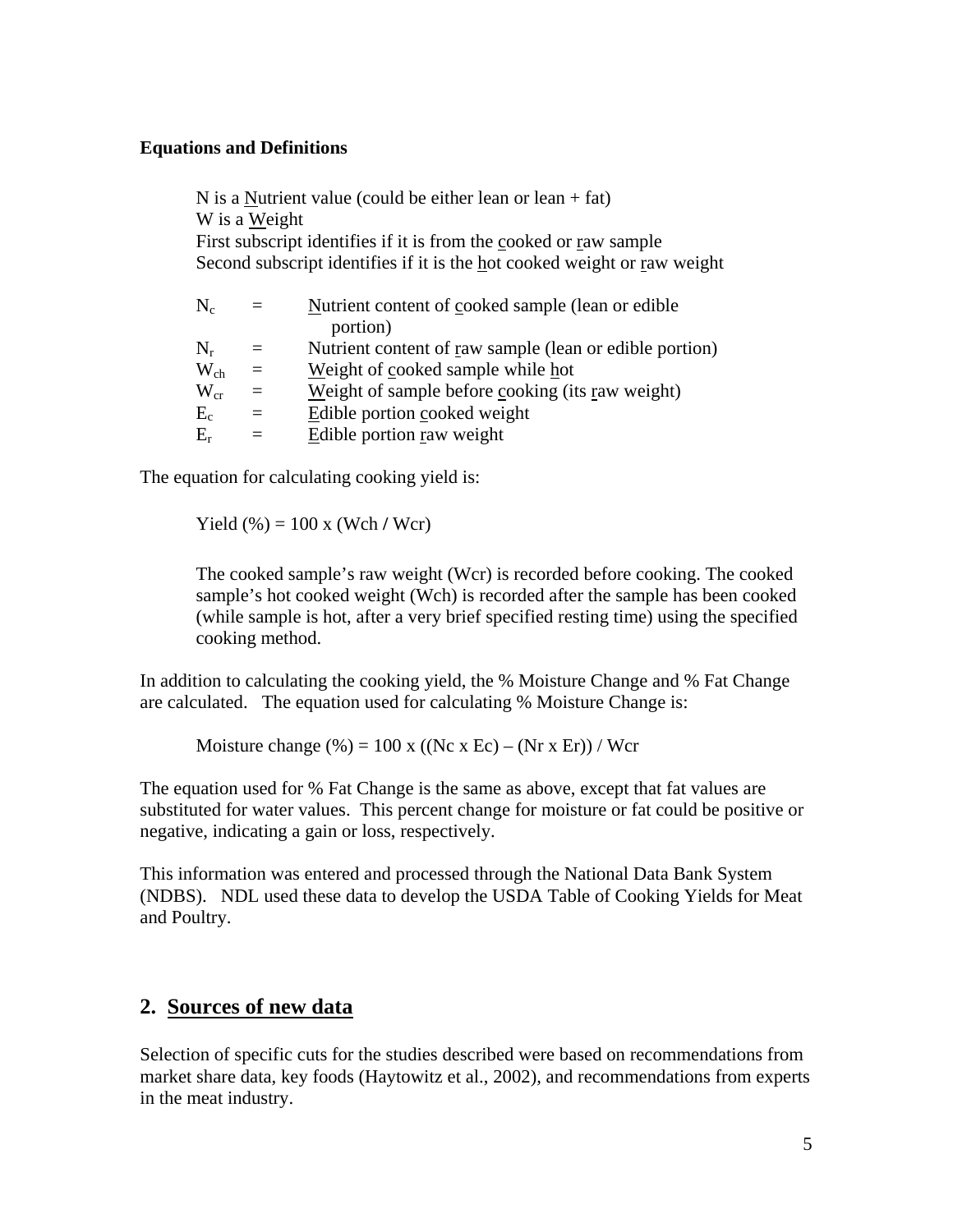**Equations and Definitions**

N is a Nutrient value (could be either lean or lean + fat)
W is a Weight
First subscript identifies if it is from the cooked or raw sample
Second subscript identifies if it is the hot cooked weight or raw weight

| | | |
|---|---|---|
| $N_c$ | = | Nutrient content of cooked sample (lean or edible portion) |
| $N_r$ | = | Nutrient content of raw sample (lean or edible portion) |
| $W_{ch}$ | = | Weight of cooked sample while hot |
| $W_{cr}$ | = | Weight of sample before cooking (its raw weight) |
| $E_c$ | = | Edible portion cooked weight |
| $E_r$ | = | Edible portion raw weight |

The equation for calculating cooking yield is:

$$\text{Yield (\%)} = 100 \times (Wch / Wcr)$$

The cooked sample's raw weight (Wcr) is recorded before cooking. The cooked sample's hot cooked weight (Wch) is recorded after the sample has been cooked (while sample is hot, after a very brief specified resting time) using the specified cooking method.

In addition to calculating the cooking yield, the % Moisture Change and % Fat Change are calculated. The equation used for calculating % Moisture Change is:

$$\text{Moisture change (\%)} = 100 \times ((Nc \times Ec) - (Nr \times Er)) / Wcr$$

The equation used for % Fat Change is the same as above, except that fat values are substituted for water values. This percent change for moisture or fat could be positive or negative, indicating a gain or loss, respectively.

This information was entered and processed through the National Data Bank System (NDBS). NDL used these data to develop the USDA Table of Cooking Yields for Meat and Poultry.

## 2. Sources of new data

Selection of specific cuts for the studies described were based on recommendations from market share data, key foods (Haytowitz et al., 2002), and recommendations from experts in the meat industry.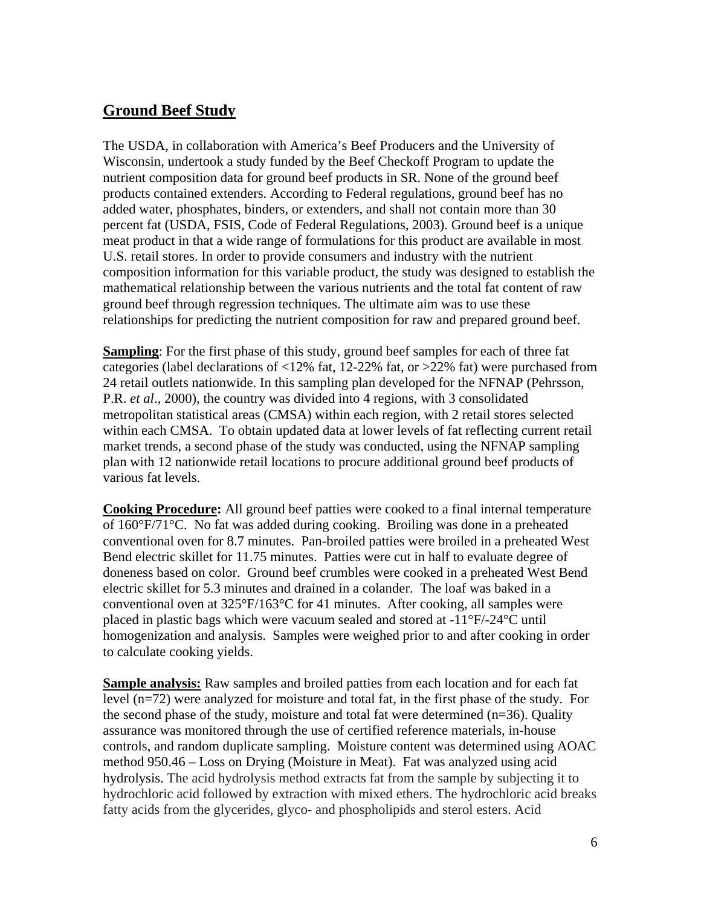## Ground Beef Study

The USDA, in collaboration with America's Beef Producers and the University of Wisconsin, undertook a study funded by the Beef Checkoff Program to update the nutrient composition data for ground beef products in SR. None of the ground beef products contained extenders. According to Federal regulations, ground beef has no added water, phosphates, binders, or extenders, and shall not contain more than 30 percent fat (USDA, FSIS, Code of Federal Regulations, 2003). Ground beef is a unique meat product in that a wide range of formulations for this product are available in most U.S. retail stores. In order to provide consumers and industry with the nutrient composition information for this variable product, the study was designed to establish the mathematical relationship between the various nutrients and the total fat content of raw ground beef through regression techniques. The ultimate aim was to use these relationships for predicting the nutrient composition for raw and prepared ground beef.

**Sampling**: For the first phase of this study, ground beef samples for each of three fat categories (label declarations of <12% fat, 12-22% fat, or >22% fat) were purchased from 24 retail outlets nationwide. In this sampling plan developed for the NFNAP (Pehrsson, P.R. *et al*., 2000), the country was divided into 4 regions, with 3 consolidated metropolitan statistical areas (CMSA) within each region, with 2 retail stores selected within each CMSA. To obtain updated data at lower levels of fat reflecting current retail market trends, a second phase of the study was conducted, using the NFNAP sampling plan with 12 nationwide retail locations to procure additional ground beef products of various fat levels.

**Cooking Procedure:** All ground beef patties were cooked to a final internal temperature of 160°F/71°C. No fat was added during cooking. Broiling was done in a preheated conventional oven for 8.7 minutes. Pan-broiled patties were broiled in a preheated West Bend electric skillet for 11.75 minutes. Patties were cut in half to evaluate degree of doneness based on color. Ground beef crumbles were cooked in a preheated West Bend electric skillet for 5.3 minutes and drained in a colander. The loaf was baked in a conventional oven at 325°F/163°C for 41 minutes. After cooking, all samples were placed in plastic bags which were vacuum sealed and stored at -11°F/-24°C until homogenization and analysis. Samples were weighed prior to and after cooking in order to calculate cooking yields.

**Sample analysis:** Raw samples and broiled patties from each location and for each fat level (n=72) were analyzed for moisture and total fat, in the first phase of the study. For the second phase of the study, moisture and total fat were determined (n=36). Quality assurance was monitored through the use of certified reference materials, in-house controls, and random duplicate sampling. Moisture content was determined using AOAC method 950.46 – Loss on Drying (Moisture in Meat). Fat was analyzed using acid hydrolysis. The acid hydrolysis method extracts fat from the sample by subjecting it to hydrochloric acid followed by extraction with mixed ethers. The hydrochloric acid breaks fatty acids from the glycerides, glyco- and phospholipids and sterol esters. Acid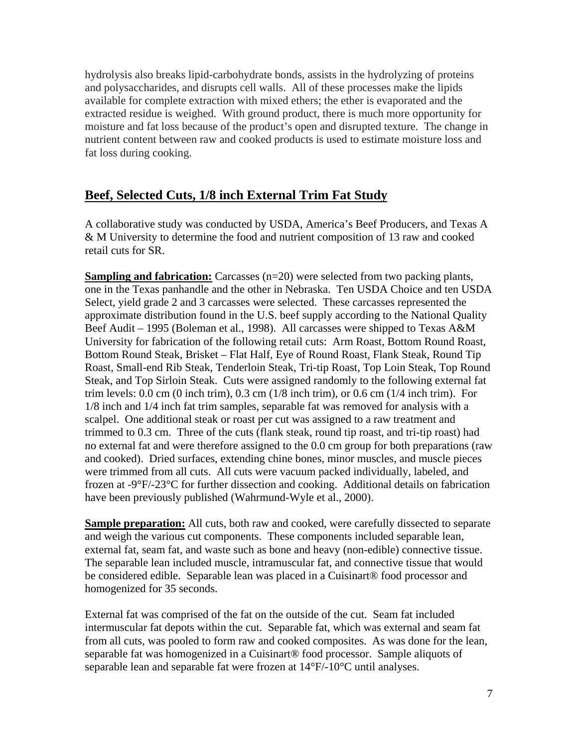hydrolysis also breaks lipid-carbohydrate bonds, assists in the hydrolyzing of proteins and polysaccharides, and disrupts cell walls. All of these processes make the lipids available for complete extraction with mixed ethers; the ether is evaporated and the extracted residue is weighed. With ground product, there is much more opportunity for moisture and fat loss because of the product's open and disrupted texture. The change in nutrient content between raw and cooked products is used to estimate moisture loss and fat loss during cooking.

## Beef, Selected Cuts, 1/8 inch External Trim Fat Study

A collaborative study was conducted by USDA, America's Beef Producers, and Texas A & M University to determine the food and nutrient composition of 13 raw and cooked retail cuts for SR.

**Sampling and fabrication:** Carcasses (n=20) were selected from two packing plants, one in the Texas panhandle and the other in Nebraska. Ten USDA Choice and ten USDA Select, yield grade 2 and 3 carcasses were selected. These carcasses represented the approximate distribution found in the U.S. beef supply according to the National Quality Beef Audit – 1995 (Boleman et al., 1998). All carcasses were shipped to Texas A&M University for fabrication of the following retail cuts: Arm Roast, Bottom Round Roast, Bottom Round Steak, Brisket – Flat Half, Eye of Round Roast, Flank Steak, Round Tip Roast, Small-end Rib Steak, Tenderloin Steak, Tri-tip Roast, Top Loin Steak, Top Round Steak, and Top Sirloin Steak. Cuts were assigned randomly to the following external fat trim levels: 0.0 cm (0 inch trim), 0.3 cm (1/8 inch trim), or 0.6 cm (1/4 inch trim). For 1/8 inch and 1/4 inch fat trim samples, separable fat was removed for analysis with a scalpel. One additional steak or roast per cut was assigned to a raw treatment and trimmed to 0.3 cm. Three of the cuts (flank steak, round tip roast, and tri-tip roast) had no external fat and were therefore assigned to the 0.0 cm group for both preparations (raw and cooked). Dried surfaces, extending chine bones, minor muscles, and muscle pieces were trimmed from all cuts. All cuts were vacuum packed individually, labeled, and frozen at -9°F/-23°C for further dissection and cooking. Additional details on fabrication have been previously published (Wahrmund-Wyle et al., 2000).

**Sample preparation:** All cuts, both raw and cooked, were carefully dissected to separate and weigh the various cut components. These components included separable lean, external fat, seam fat, and waste such as bone and heavy (non-edible) connective tissue. The separable lean included muscle, intramuscular fat, and connective tissue that would be considered edible. Separable lean was placed in a Cuisinart® food processor and homogenized for 35 seconds.

External fat was comprised of the fat on the outside of the cut. Seam fat included intermuscular fat depots within the cut. Separable fat, which was external and seam fat from all cuts, was pooled to form raw and cooked composites. As was done for the lean, separable fat was homogenized in a Cuisinart® food processor. Sample aliquots of separable lean and separable fat were frozen at 14°F/-10°C until analyses.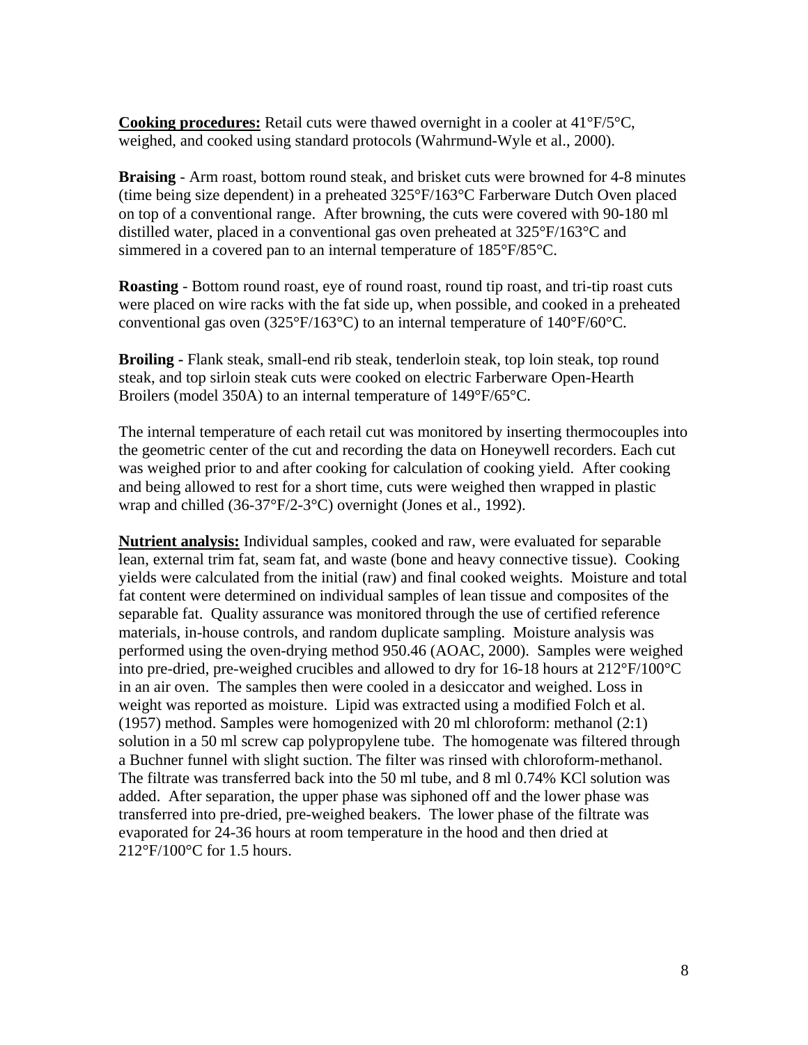**<u>Cooking procedures:</u>** Retail cuts were thawed overnight in a cooler at 41°F/5°C, weighed, and cooked using standard protocols (Wahrmund-Wyle et al., 2000).

**Braising** - Arm roast, bottom round steak, and brisket cuts were browned for 4-8 minutes (time being size dependent) in a preheated 325°F/163°C Farberware Dutch Oven placed on top of a conventional range. After browning, the cuts were covered with 90-180 ml distilled water, placed in a conventional gas oven preheated at 325°F/163°C and simmered in a covered pan to an internal temperature of 185°F/85°C.

**Roasting** - Bottom round roast, eye of round roast, round tip roast, and tri-tip roast cuts were placed on wire racks with the fat side up, when possible, and cooked in a preheated conventional gas oven (325°F/163°C) to an internal temperature of 140°F/60°C.

**Broiling** - Flank steak, small-end rib steak, tenderloin steak, top loin steak, top round steak, and top sirloin steak cuts were cooked on electric Farberware Open-Hearth Broilers (model 350A) to an internal temperature of 149°F/65°C.

The internal temperature of each retail cut was monitored by inserting thermocouples into the geometric center of the cut and recording the data on Honeywell recorders. Each cut was weighed prior to and after cooking for calculation of cooking yield. After cooking and being allowed to rest for a short time, cuts were weighed then wrapped in plastic wrap and chilled (36-37°F/2-3°C) overnight (Jones et al., 1992).

**<u>Nutrient analysis:</u>** Individual samples, cooked and raw, were evaluated for separable lean, external trim fat, seam fat, and waste (bone and heavy connective tissue). Cooking yields were calculated from the initial (raw) and final cooked weights. Moisture and total fat content were determined on individual samples of lean tissue and composites of the separable fat. Quality assurance was monitored through the use of certified reference materials, in-house controls, and random duplicate sampling. Moisture analysis was performed using the oven-drying method 950.46 (AOAC, 2000). Samples were weighed into pre-dried, pre-weighed crucibles and allowed to dry for 16-18 hours at 212°F/100°C in an air oven. The samples then were cooled in a desiccator and weighed. Loss in weight was reported as moisture. Lipid was extracted using a modified Folch et al. (1957) method. Samples were homogenized with 20 ml chloroform: methanol (2:1) solution in a 50 ml screw cap polypropylene tube. The homogenate was filtered through a Buchner funnel with slight suction. The filter was rinsed with chloroform-methanol. The filtrate was transferred back into the 50 ml tube, and 8 ml 0.74% KCl solution was added. After separation, the upper phase was siphoned off and the lower phase was transferred into pre-dried, pre-weighed beakers. The lower phase of the filtrate was evaporated for 24-36 hours at room temperature in the hood and then dried at 212°F/100°C for 1.5 hours.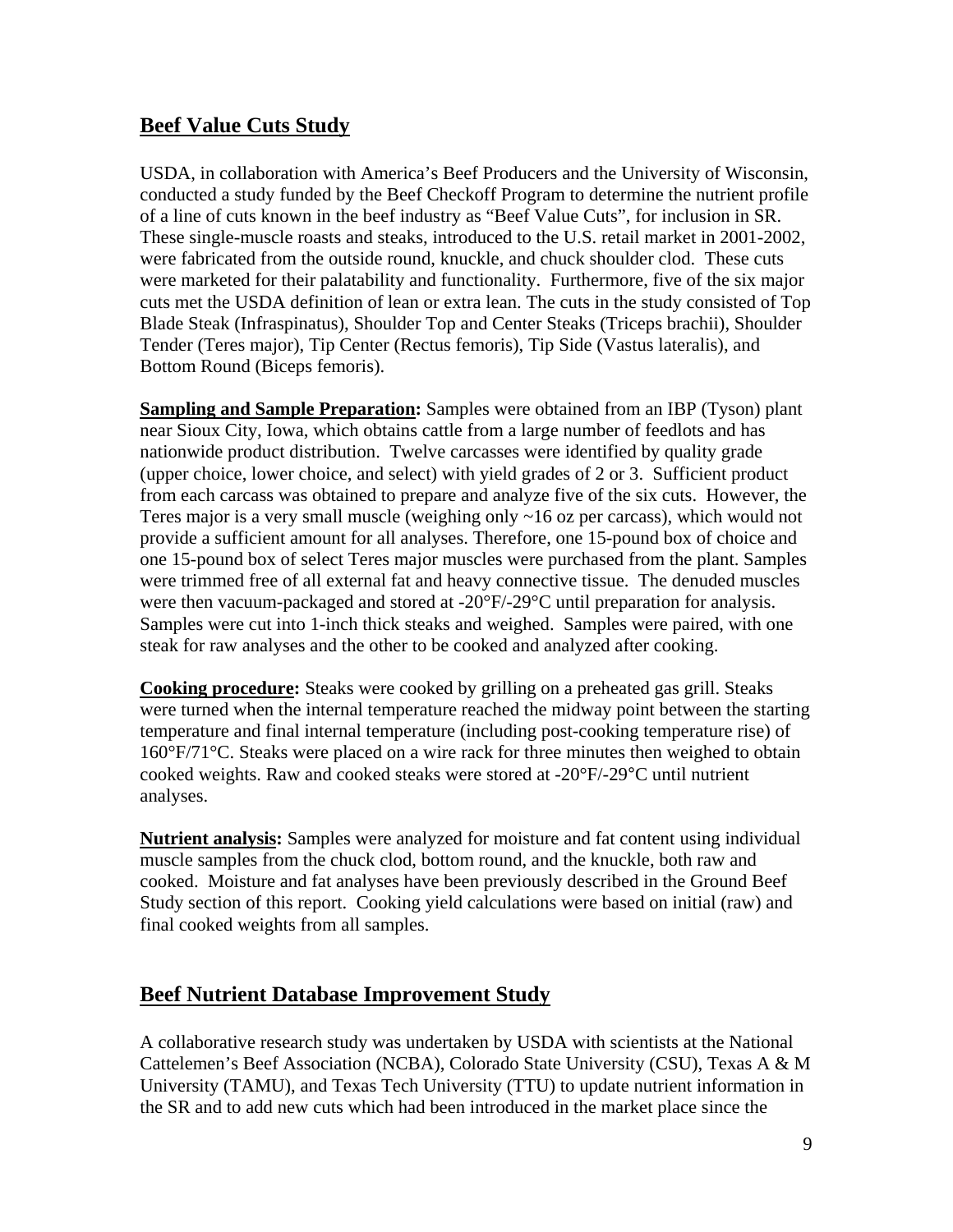## Beef Value Cuts Study

USDA, in collaboration with America's Beef Producers and the University of Wisconsin, conducted a study funded by the Beef Checkoff Program to determine the nutrient profile of a line of cuts known in the beef industry as "Beef Value Cuts", for inclusion in SR. These single-muscle roasts and steaks, introduced to the U.S. retail market in 2001-2002, were fabricated from the outside round, knuckle, and chuck shoulder clod. These cuts were marketed for their palatability and functionality. Furthermore, five of the six major cuts met the USDA definition of lean or extra lean. The cuts in the study consisted of Top Blade Steak (Infraspinatus), Shoulder Top and Center Steaks (Triceps brachii), Shoulder Tender (Teres major), Tip Center (Rectus femoris), Tip Side (Vastus lateralis), and Bottom Round (Biceps femoris).

**Sampling and Sample Preparation:** Samples were obtained from an IBP (Tyson) plant near Sioux City, Iowa, which obtains cattle from a large number of feedlots and has nationwide product distribution. Twelve carcasses were identified by quality grade (upper choice, lower choice, and select) with yield grades of 2 or 3. Sufficient product from each carcass was obtained to prepare and analyze five of the six cuts. However, the Teres major is a very small muscle (weighing only ~16 oz per carcass), which would not provide a sufficient amount for all analyses. Therefore, one 15-pound box of choice and one 15-pound box of select Teres major muscles were purchased from the plant. Samples were trimmed free of all external fat and heavy connective tissue. The denuded muscles were then vacuum-packaged and stored at -20°F/-29°C until preparation for analysis. Samples were cut into 1-inch thick steaks and weighed. Samples were paired, with one steak for raw analyses and the other to be cooked and analyzed after cooking.

**Cooking procedure:** Steaks were cooked by grilling on a preheated gas grill. Steaks were turned when the internal temperature reached the midway point between the starting temperature and final internal temperature (including post-cooking temperature rise) of 160°F/71°C. Steaks were placed on a wire rack for three minutes then weighed to obtain cooked weights. Raw and cooked steaks were stored at -20°F/-29°C until nutrient analyses.

**Nutrient analysis:** Samples were analyzed for moisture and fat content using individual muscle samples from the chuck clod, bottom round, and the knuckle, both raw and cooked. Moisture and fat analyses have been previously described in the Ground Beef Study section of this report. Cooking yield calculations were based on initial (raw) and final cooked weights from all samples.

## Beef Nutrient Database Improvement Study

A collaborative research study was undertaken by USDA with scientists at the National Cattelemen's Beef Association (NCBA), Colorado State University (CSU), Texas A & M University (TAMU), and Texas Tech University (TTU) to update nutrient information in the SR and to add new cuts which had been introduced in the market place since the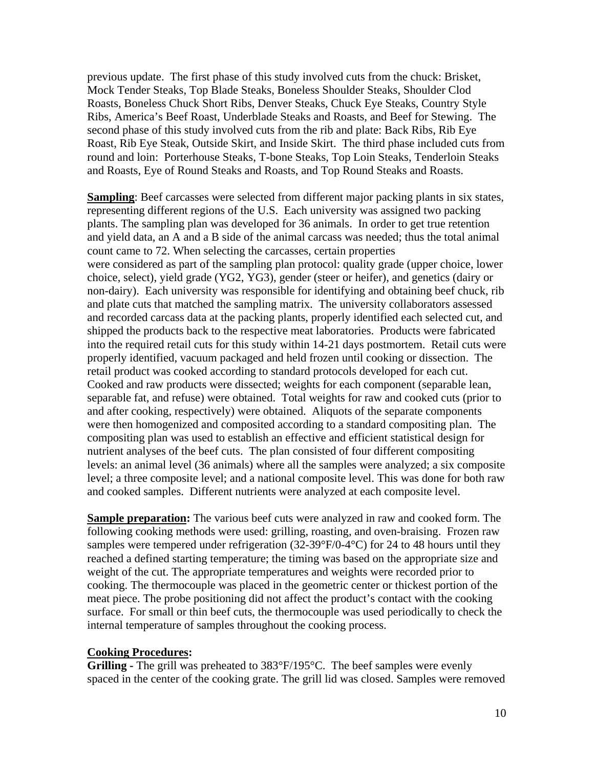previous update. The first phase of this study involved cuts from the chuck: Brisket, Mock Tender Steaks, Top Blade Steaks, Boneless Shoulder Steaks, Shoulder Clod Roasts, Boneless Chuck Short Ribs, Denver Steaks, Chuck Eye Steaks, Country Style Ribs, America's Beef Roast, Underblade Steaks and Roasts, and Beef for Stewing. The second phase of this study involved cuts from the rib and plate: Back Ribs, Rib Eye Roast, Rib Eye Steak, Outside Skirt, and Inside Skirt. The third phase included cuts from round and loin: Porterhouse Steaks, T-bone Steaks, Top Loin Steaks, Tenderloin Steaks and Roasts, Eye of Round Steaks and Roasts, and Top Round Steaks and Roasts.

**Sampling**: Beef carcasses were selected from different major packing plants in six states, representing different regions of the U.S. Each university was assigned two packing plants. The sampling plan was developed for 36 animals. In order to get true retention and yield data, an A and a B side of the animal carcass was needed; thus the total animal count came to 72. When selecting the carcasses, certain properties were considered as part of the sampling plan protocol: quality grade (upper choice, lower choice, select), yield grade (YG2, YG3), gender (steer or heifer), and genetics (dairy or non-dairy). Each university was responsible for identifying and obtaining beef chuck, rib and plate cuts that matched the sampling matrix. The university collaborators assessed and recorded carcass data at the packing plants, properly identified each selected cut, and shipped the products back to the respective meat laboratories. Products were fabricated into the required retail cuts for this study within 14-21 days postmortem. Retail cuts were properly identified, vacuum packaged and held frozen until cooking or dissection. The retail product was cooked according to standard protocols developed for each cut. Cooked and raw products were dissected; weights for each component (separable lean, separable fat, and refuse) were obtained. Total weights for raw and cooked cuts (prior to and after cooking, respectively) were obtained. Aliquots of the separate components were then homogenized and composited according to a standard compositing plan. The compositing plan was used to establish an effective and efficient statistical design for nutrient analyses of the beef cuts. The plan consisted of four different compositing levels: an animal level (36 animals) where all the samples were analyzed; a six composite level; a three composite level; and a national composite level. This was done for both raw and cooked samples. Different nutrients were analyzed at each composite level.

**Sample preparation:** The various beef cuts were analyzed in raw and cooked form. The following cooking methods were used: grilling, roasting, and oven-braising. Frozen raw samples were tempered under refrigeration (32-39°F/0-4°C) for 24 to 48 hours until they reached a defined starting temperature; the timing was based on the appropriate size and weight of the cut. The appropriate temperatures and weights were recorded prior to cooking. The thermocouple was placed in the geometric center or thickest portion of the meat piece. The probe positioning did not affect the product's contact with the cooking surface. For small or thin beef cuts, the thermocouple was used periodically to check the internal temperature of samples throughout the cooking process.

**Cooking Procedures:**

**Grilling -** The grill was preheated to 383°F/195°C. The beef samples were evenly spaced in the center of the cooking grate. The grill lid was closed. Samples were removed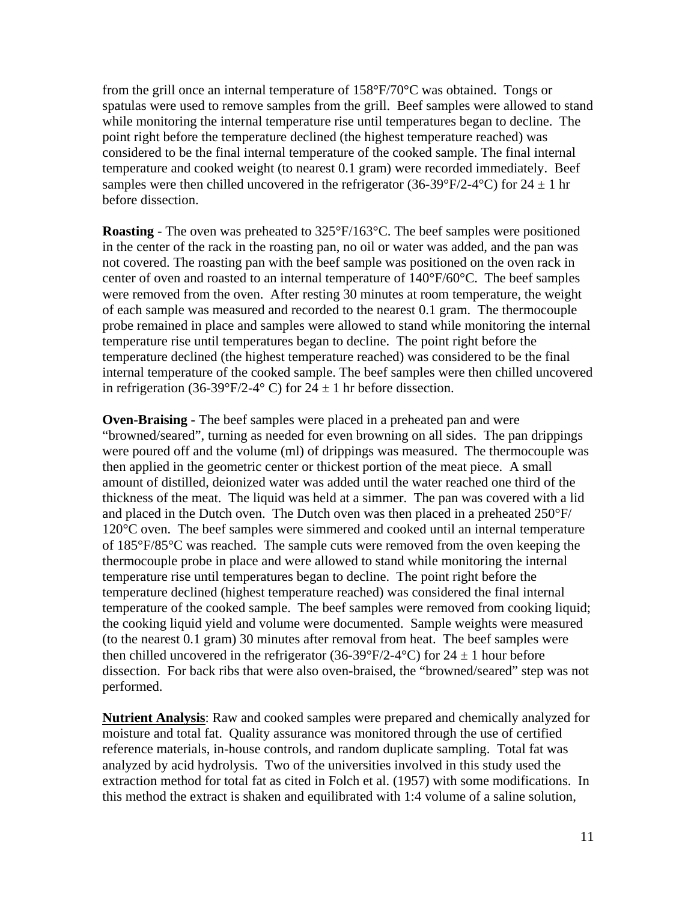from the grill once an internal temperature of 158°F/70°C was obtained. Tongs or spatulas were used to remove samples from the grill. Beef samples were allowed to stand while monitoring the internal temperature rise until temperatures began to decline. The point right before the temperature declined (the highest temperature reached) was considered to be the final internal temperature of the cooked sample. The final internal temperature and cooked weight (to nearest 0.1 gram) were recorded immediately. Beef samples were then chilled uncovered in the refrigerator (36-39°F/2-4°C) for 24 ± 1 hr before dissection.

**Roasting** - The oven was preheated to 325°F/163°C. The beef samples were positioned in the center of the rack in the roasting pan, no oil or water was added, and the pan was not covered. The roasting pan with the beef sample was positioned on the oven rack in center of oven and roasted to an internal temperature of 140°F/60°C. The beef samples were removed from the oven. After resting 30 minutes at room temperature, the weight of each sample was measured and recorded to the nearest 0.1 gram. The thermocouple probe remained in place and samples were allowed to stand while monitoring the internal temperature rise until temperatures began to decline. The point right before the temperature declined (the highest temperature reached) was considered to be the final internal temperature of the cooked sample. The beef samples were then chilled uncovered in refrigeration (36-39°F/2-4° C) for 24 ± 1 hr before dissection.

**Oven-Braising -** The beef samples were placed in a preheated pan and were "browned/seared", turning as needed for even browning on all sides. The pan drippings were poured off and the volume (ml) of drippings was measured. The thermocouple was then applied in the geometric center or thickest portion of the meat piece. A small amount of distilled, deionized water was added until the water reached one third of the thickness of the meat. The liquid was held at a simmer. The pan was covered with a lid and placed in the Dutch oven. The Dutch oven was then placed in a preheated 250°F/ 120°C oven. The beef samples were simmered and cooked until an internal temperature of 185°F/85°C was reached. The sample cuts were removed from the oven keeping the thermocouple probe in place and were allowed to stand while monitoring the internal temperature rise until temperatures began to decline. The point right before the temperature declined (highest temperature reached) was considered the final internal temperature of the cooked sample. The beef samples were removed from cooking liquid; the cooking liquid yield and volume were documented. Sample weights were measured (to the nearest 0.1 gram) 30 minutes after removal from heat. The beef samples were then chilled uncovered in the refrigerator (36-39°F/2-4°C) for 24 ± 1 hour before dissection. For back ribs that were also oven-braised, the "browned/seared" step was not performed.

**<u>Nutrient Analysis</u>**: Raw and cooked samples were prepared and chemically analyzed for moisture and total fat. Quality assurance was monitored through the use of certified reference materials, in-house controls, and random duplicate sampling. Total fat was analyzed by acid hydrolysis. Two of the universities involved in this study used the extraction method for total fat as cited in Folch et al. (1957) with some modifications. In this method the extract is shaken and equilibrated with 1:4 volume of a saline solution,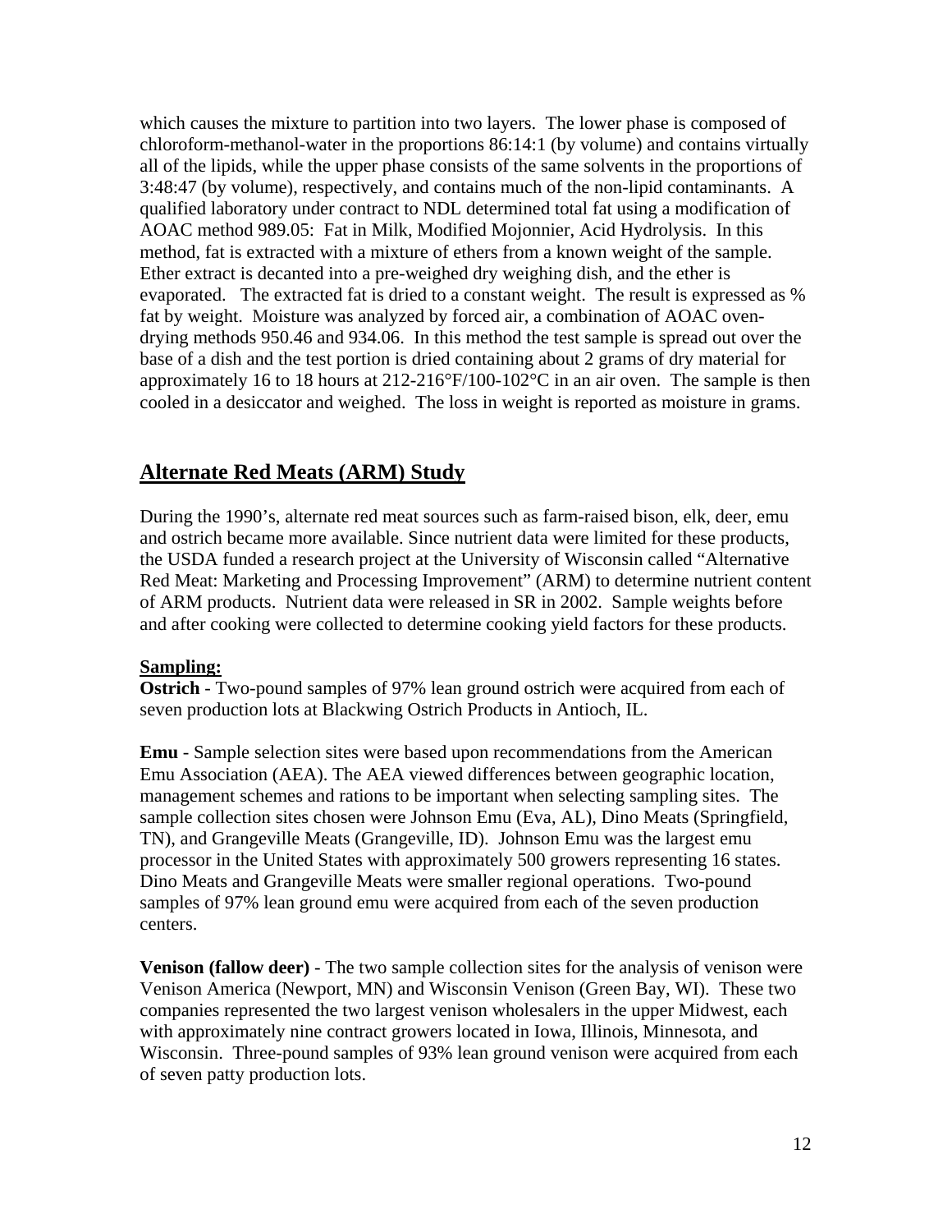which causes the mixture to partition into two layers. The lower phase is composed of chloroform-methanol-water in the proportions 86:14:1 (by volume) and contains virtually all of the lipids, while the upper phase consists of the same solvents in the proportions of 3:48:47 (by volume), respectively, and contains much of the non-lipid contaminants. A qualified laboratory under contract to NDL determined total fat using a modification of AOAC method 989.05: Fat in Milk, Modified Mojonnier, Acid Hydrolysis. In this method, fat is extracted with a mixture of ethers from a known weight of the sample. Ether extract is decanted into a pre-weighed dry weighing dish, and the ether is evaporated. The extracted fat is dried to a constant weight. The result is expressed as % fat by weight. Moisture was analyzed by forced air, a combination of AOAC oven-drying methods 950.46 and 934.06. In this method the test sample is spread out over the base of a dish and the test portion is dried containing about 2 grams of dry material for approximately 16 to 18 hours at 212-216°F/100-102°C in an air oven. The sample is then cooled in a desiccator and weighed. The loss in weight is reported as moisture in grams.

## Alternate Red Meats (ARM) Study

During the 1990's, alternate red meat sources such as farm-raised bison, elk, deer, emu and ostrich became more available. Since nutrient data were limited for these products, the USDA funded a research project at the University of Wisconsin called "Alternative Red Meat: Marketing and Processing Improvement" (ARM) to determine nutrient content of ARM products. Nutrient data were released in SR in 2002. Sample weights before and after cooking were collected to determine cooking yield factors for these products.

### Sampling:

**Ostrich** - Two-pound samples of 97% lean ground ostrich were acquired from each of seven production lots at Blackwing Ostrich Products in Antioch, IL.

**Emu** - Sample selection sites were based upon recommendations from the American Emu Association (AEA). The AEA viewed differences between geographic location, management schemes and rations to be important when selecting sampling sites. The sample collection sites chosen were Johnson Emu (Eva, AL), Dino Meats (Springfield, TN), and Grangeville Meats (Grangeville, ID). Johnson Emu was the largest emu processor in the United States with approximately 500 growers representing 16 states. Dino Meats and Grangeville Meats were smaller regional operations. Two-pound samples of 97% lean ground emu were acquired from each of the seven production centers.

**Venison (fallow deer)** - The two sample collection sites for the analysis of venison were Venison America (Newport, MN) and Wisconsin Venison (Green Bay, WI). These two companies represented the two largest venison wholesalers in the upper Midwest, each with approximately nine contract growers located in Iowa, Illinois, Minnesota, and Wisconsin. Three-pound samples of 93% lean ground venison were acquired from each of seven patty production lots.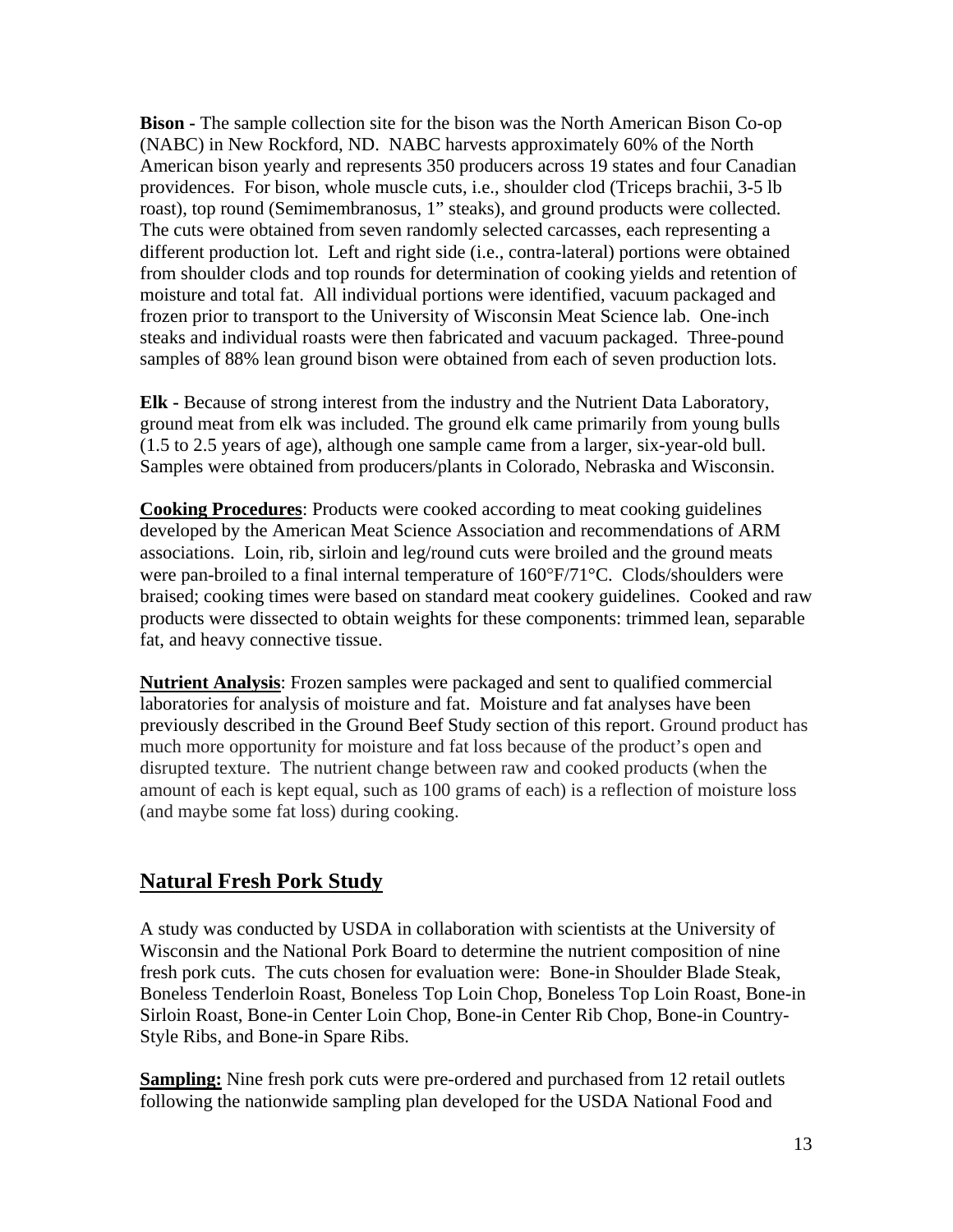**Bison -** The sample collection site for the bison was the North American Bison Co-op (NABC) in New Rockford, ND. NABC harvests approximately 60% of the North American bison yearly and represents 350 producers across 19 states and four Canadian providences. For bison, whole muscle cuts, i.e., shoulder clod (Triceps brachii, 3-5 lb roast), top round (Semimembranosus, 1" steaks), and ground products were collected. The cuts were obtained from seven randomly selected carcasses, each representing a different production lot. Left and right side (i.e., contra-lateral) portions were obtained from shoulder clods and top rounds for determination of cooking yields and retention of moisture and total fat. All individual portions were identified, vacuum packaged and frozen prior to transport to the University of Wisconsin Meat Science lab. One-inch steaks and individual roasts were then fabricated and vacuum packaged. Three-pound samples of 88% lean ground bison were obtained from each of seven production lots.

**Elk -** Because of strong interest from the industry and the Nutrient Data Laboratory, ground meat from elk was included. The ground elk came primarily from young bulls (1.5 to 2.5 years of age), although one sample came from a larger, six-year-old bull. Samples were obtained from producers/plants in Colorado, Nebraska and Wisconsin.

**Cooking Procedures**: Products were cooked according to meat cooking guidelines developed by the American Meat Science Association and recommendations of ARM associations. Loin, rib, sirloin and leg/round cuts were broiled and the ground meats were pan-broiled to a final internal temperature of 160°F/71°C. Clods/shoulders were braised; cooking times were based on standard meat cookery guidelines. Cooked and raw products were dissected to obtain weights for these components: trimmed lean, separable fat, and heavy connective tissue.

**Nutrient Analysis**: Frozen samples were packaged and sent to qualified commercial laboratories for analysis of moisture and fat. Moisture and fat analyses have been previously described in the Ground Beef Study section of this report. Ground product has much more opportunity for moisture and fat loss because of the product's open and disrupted texture. The nutrient change between raw and cooked products (when the amount of each is kept equal, such as 100 grams of each) is a reflection of moisture loss (and maybe some fat loss) during cooking.

## Natural Fresh Pork Study

A study was conducted by USDA in collaboration with scientists at the University of Wisconsin and the National Pork Board to determine the nutrient composition of nine fresh pork cuts. The cuts chosen for evaluation were: Bone-in Shoulder Blade Steak, Boneless Tenderloin Roast, Boneless Top Loin Chop, Boneless Top Loin Roast, Bone-in Sirloin Roast, Bone-in Center Loin Chop, Bone-in Center Rib Chop, Bone-in Country-Style Ribs, and Bone-in Spare Ribs.

**Sampling:** Nine fresh pork cuts were pre-ordered and purchased from 12 retail outlets following the nationwide sampling plan developed for the USDA National Food and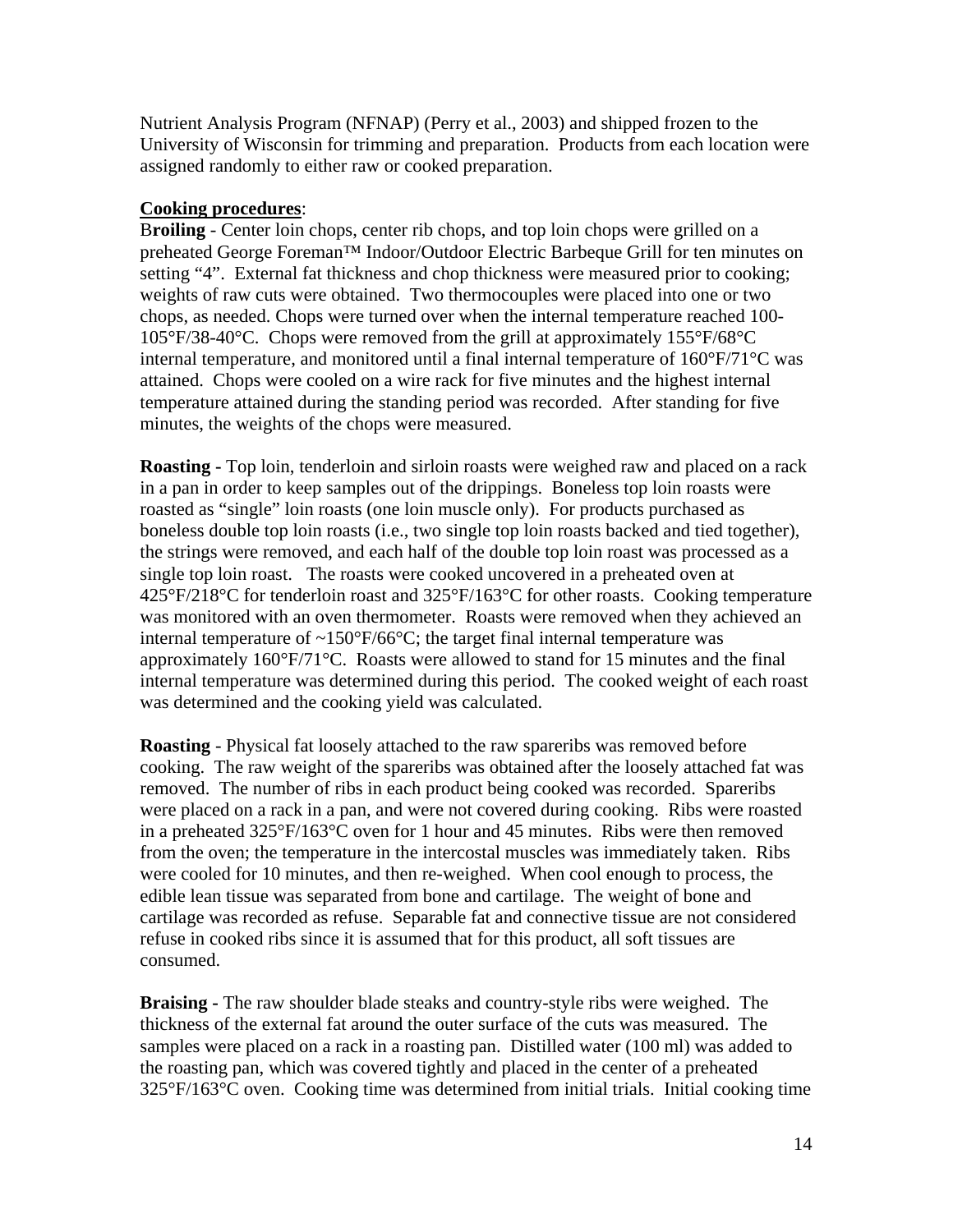Nutrient Analysis Program (NFNAP) (Perry et al., 2003) and shipped frozen to the University of Wisconsin for trimming and preparation. Products from each location were assigned randomly to either raw or cooked preparation.

**Cooking procedures**:

B**roiling** - Center loin chops, center rib chops, and top loin chops were grilled on a preheated George Foreman™ Indoor/Outdoor Electric Barbeque Grill for ten minutes on setting "4". External fat thickness and chop thickness were measured prior to cooking; weights of raw cuts were obtained. Two thermocouples were placed into one or two chops, as needed. Chops were turned over when the internal temperature reached 100-105°F/38-40°C. Chops were removed from the grill at approximately 155°F/68°C internal temperature, and monitored until a final internal temperature of 160°F/71°C was attained. Chops were cooled on a wire rack for five minutes and the highest internal temperature attained during the standing period was recorded. After standing for five minutes, the weights of the chops were measured.

**Roasting -** Top loin, tenderloin and sirloin roasts were weighed raw and placed on a rack in a pan in order to keep samples out of the drippings. Boneless top loin roasts were roasted as "single" loin roasts (one loin muscle only). For products purchased as boneless double top loin roasts (i.e., two single top loin roasts backed and tied together), the strings were removed, and each half of the double top loin roast was processed as a single top loin roast. The roasts were cooked uncovered in a preheated oven at 425°F/218°C for tenderloin roast and 325°F/163°C for other roasts. Cooking temperature was monitored with an oven thermometer. Roasts were removed when they achieved an internal temperature of ~150°F/66°C; the target final internal temperature was approximately 160°F/71°C. Roasts were allowed to stand for 15 minutes and the final internal temperature was determined during this period. The cooked weight of each roast was determined and the cooking yield was calculated.

**Roasting** - Physical fat loosely attached to the raw spareribs was removed before cooking. The raw weight of the spareribs was obtained after the loosely attached fat was removed. The number of ribs in each product being cooked was recorded. Spareribs were placed on a rack in a pan, and were not covered during cooking. Ribs were roasted in a preheated 325°F/163°C oven for 1 hour and 45 minutes. Ribs were then removed from the oven; the temperature in the intercostal muscles was immediately taken. Ribs were cooled for 10 minutes, and then re-weighed. When cool enough to process, the edible lean tissue was separated from bone and cartilage. The weight of bone and cartilage was recorded as refuse. Separable fat and connective tissue are not considered refuse in cooked ribs since it is assumed that for this product, all soft tissues are consumed.

**Braising -** The raw shoulder blade steaks and country-style ribs were weighed. The thickness of the external fat around the outer surface of the cuts was measured. The samples were placed on a rack in a roasting pan. Distilled water (100 ml) was added to the roasting pan, which was covered tightly and placed in the center of a preheated 325°F/163°C oven. Cooking time was determined from initial trials. Initial cooking time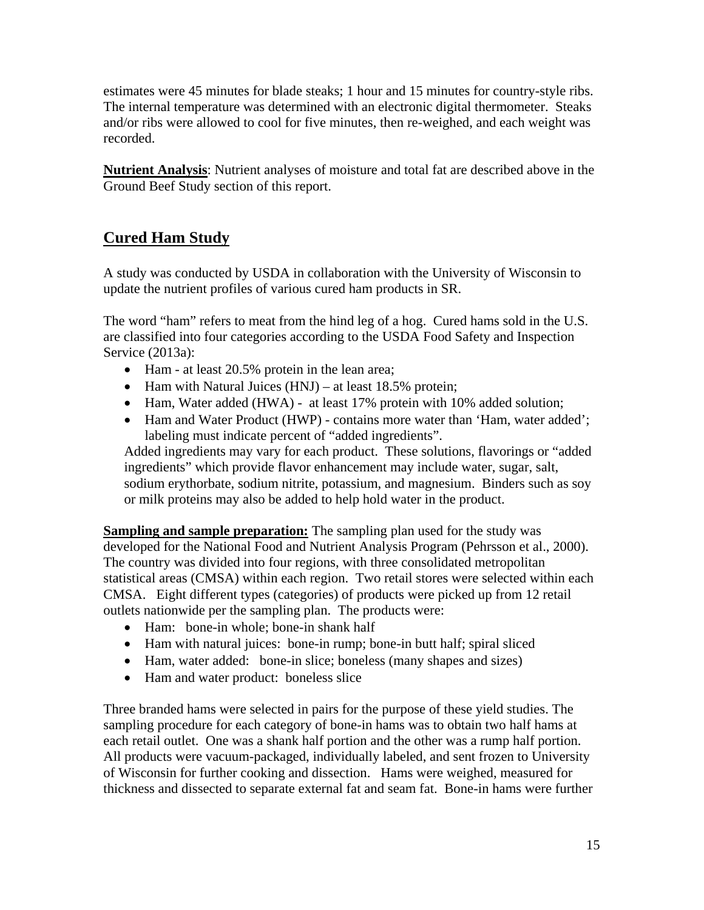estimates were 45 minutes for blade steaks; 1 hour and 15 minutes for country-style ribs. The internal temperature was determined with an electronic digital thermometer. Steaks and/or ribs were allowed to cool for five minutes, then re-weighed, and each weight was recorded.

**Nutrient Analysis**: Nutrient analyses of moisture and total fat are described above in the Ground Beef Study section of this report.

## Cured Ham Study

A study was conducted by USDA in collaboration with the University of Wisconsin to update the nutrient profiles of various cured ham products in SR.

The word "ham" refers to meat from the hind leg of a hog. Cured hams sold in the U.S. are classified into four categories according to the USDA Food Safety and Inspection Service (2013a):

- Ham - at least 20.5% protein in the lean area;
- Ham with Natural Juices (HNJ) – at least 18.5% protein;
- Ham, Water added (HWA) - at least 17% protein with 10% added solution;
- Ham and Water Product (HWP) - contains more water than 'Ham, water added'; labeling must indicate percent of "added ingredients".

Added ingredients may vary for each product. These solutions, flavorings or "added ingredients" which provide flavor enhancement may include water, sugar, salt, sodium erythorbate, sodium nitrite, potassium, and magnesium. Binders such as soy or milk proteins may also be added to help hold water in the product.

**Sampling and sample preparation:** The sampling plan used for the study was developed for the National Food and Nutrient Analysis Program (Pehrsson et al., 2000). The country was divided into four regions, with three consolidated metropolitan statistical areas (CMSA) within each region. Two retail stores were selected within each CMSA. Eight different types (categories) of products were picked up from 12 retail outlets nationwide per the sampling plan. The products were:

- Ham: bone-in whole; bone-in shank half
- Ham with natural juices: bone-in rump; bone-in butt half; spiral sliced
- Ham, water added: bone-in slice; boneless (many shapes and sizes)
- Ham and water product: boneless slice

Three branded hams were selected in pairs for the purpose of these yield studies. The sampling procedure for each category of bone-in hams was to obtain two half hams at each retail outlet. One was a shank half portion and the other was a rump half portion. All products were vacuum-packaged, individually labeled, and sent frozen to University of Wisconsin for further cooking and dissection. Hams were weighed, measured for thickness and dissected to separate external fat and seam fat. Bone-in hams were further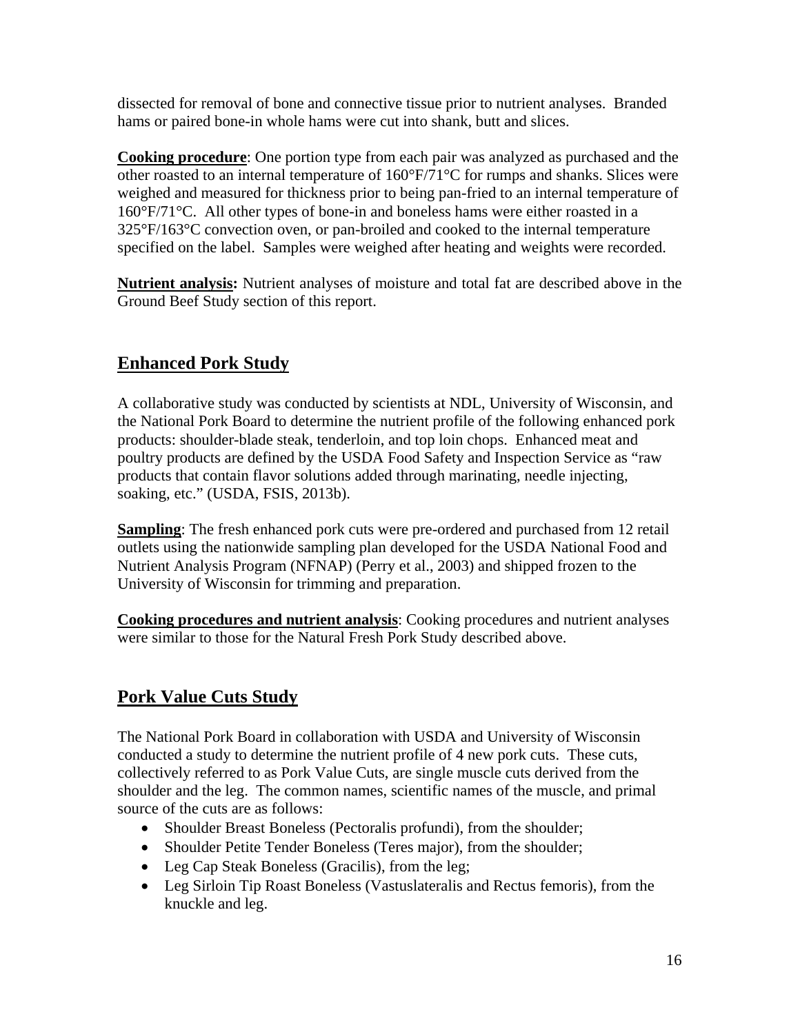dissected for removal of bone and connective tissue prior to nutrient analyses. Branded hams or paired bone-in whole hams were cut into shank, butt and slices.

**Cooking procedure**: One portion type from each pair was analyzed as purchased and the other roasted to an internal temperature of 160°F/71°C for rumps and shanks. Slices were weighed and measured for thickness prior to being pan-fried to an internal temperature of 160°F/71°C. All other types of bone-in and boneless hams were either roasted in a 325°F/163°C convection oven, or pan-broiled and cooked to the internal temperature specified on the label. Samples were weighed after heating and weights were recorded.

**Nutrient analysis:** Nutrient analyses of moisture and total fat are described above in the Ground Beef Study section of this report.

## Enhanced Pork Study

A collaborative study was conducted by scientists at NDL, University of Wisconsin, and the National Pork Board to determine the nutrient profile of the following enhanced pork products: shoulder-blade steak, tenderloin, and top loin chops. Enhanced meat and poultry products are defined by the USDA Food Safety and Inspection Service as "raw products that contain flavor solutions added through marinating, needle injecting, soaking, etc." (USDA, FSIS, 2013b).

**Sampling**: The fresh enhanced pork cuts were pre-ordered and purchased from 12 retail outlets using the nationwide sampling plan developed for the USDA National Food and Nutrient Analysis Program (NFNAP) (Perry et al., 2003) and shipped frozen to the University of Wisconsin for trimming and preparation.

**Cooking procedures and nutrient analysis**: Cooking procedures and nutrient analyses were similar to those for the Natural Fresh Pork Study described above.

## Pork Value Cuts Study

The National Pork Board in collaboration with USDA and University of Wisconsin conducted a study to determine the nutrient profile of 4 new pork cuts. These cuts, collectively referred to as Pork Value Cuts, are single muscle cuts derived from the shoulder and the leg. The common names, scientific names of the muscle, and primal source of the cuts are as follows:

- Shoulder Breast Boneless (Pectoralis profundi), from the shoulder;
- Shoulder Petite Tender Boneless (Teres major), from the shoulder;
- Leg Cap Steak Boneless (Gracilis), from the leg;
- Leg Sirloin Tip Roast Boneless (Vastuslateralis and Rectus femoris), from the knuckle and leg.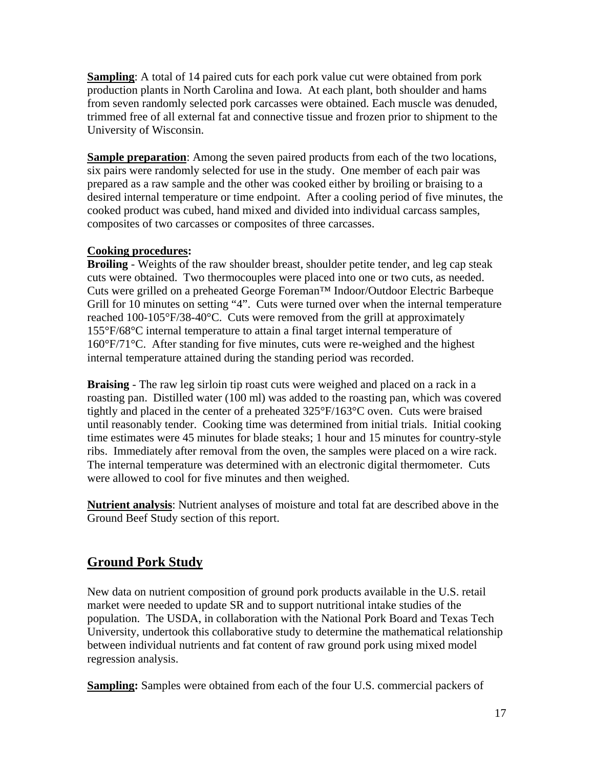**Sampling**: A total of 14 paired cuts for each pork value cut were obtained from pork production plants in North Carolina and Iowa. At each plant, both shoulder and hams from seven randomly selected pork carcasses were obtained. Each muscle was denuded, trimmed free of all external fat and connective tissue and frozen prior to shipment to the University of Wisconsin.

**Sample preparation**: Among the seven paired products from each of the two locations, six pairs were randomly selected for use in the study. One member of each pair was prepared as a raw sample and the other was cooked either by broiling or braising to a desired internal temperature or time endpoint. After a cooling period of five minutes, the cooked product was cubed, hand mixed and divided into individual carcass samples, composites of two carcasses or composites of three carcasses.

**Cooking procedures:**

**Broiling** - Weights of the raw shoulder breast, shoulder petite tender, and leg cap steak cuts were obtained. Two thermocouples were placed into one or two cuts, as needed. Cuts were grilled on a preheated George Foreman™ Indoor/Outdoor Electric Barbeque Grill for 10 minutes on setting "4". Cuts were turned over when the internal temperature reached 100-105°F/38-40°C. Cuts were removed from the grill at approximately 155°F/68°C internal temperature to attain a final target internal temperature of 160°F/71°C. After standing for five minutes, cuts were re-weighed and the highest internal temperature attained during the standing period was recorded.

**Braising** - The raw leg sirloin tip roast cuts were weighed and placed on a rack in a roasting pan. Distilled water (100 ml) was added to the roasting pan, which was covered tightly and placed in the center of a preheated 325°F/163°C oven. Cuts were braised until reasonably tender. Cooking time was determined from initial trials. Initial cooking time estimates were 45 minutes for blade steaks; 1 hour and 15 minutes for country-style ribs. Immediately after removal from the oven, the samples were placed on a wire rack. The internal temperature was determined with an electronic digital thermometer. Cuts were allowed to cool for five minutes and then weighed.

**Nutrient analysis**: Nutrient analyses of moisture and total fat are described above in the Ground Beef Study section of this report.

## Ground Pork Study

New data on nutrient composition of ground pork products available in the U.S. retail market were needed to update SR and to support nutritional intake studies of the population. The USDA, in collaboration with the National Pork Board and Texas Tech University, undertook this collaborative study to determine the mathematical relationship between individual nutrients and fat content of raw ground pork using mixed model regression analysis.

**Sampling:** Samples were obtained from each of the four U.S. commercial packers of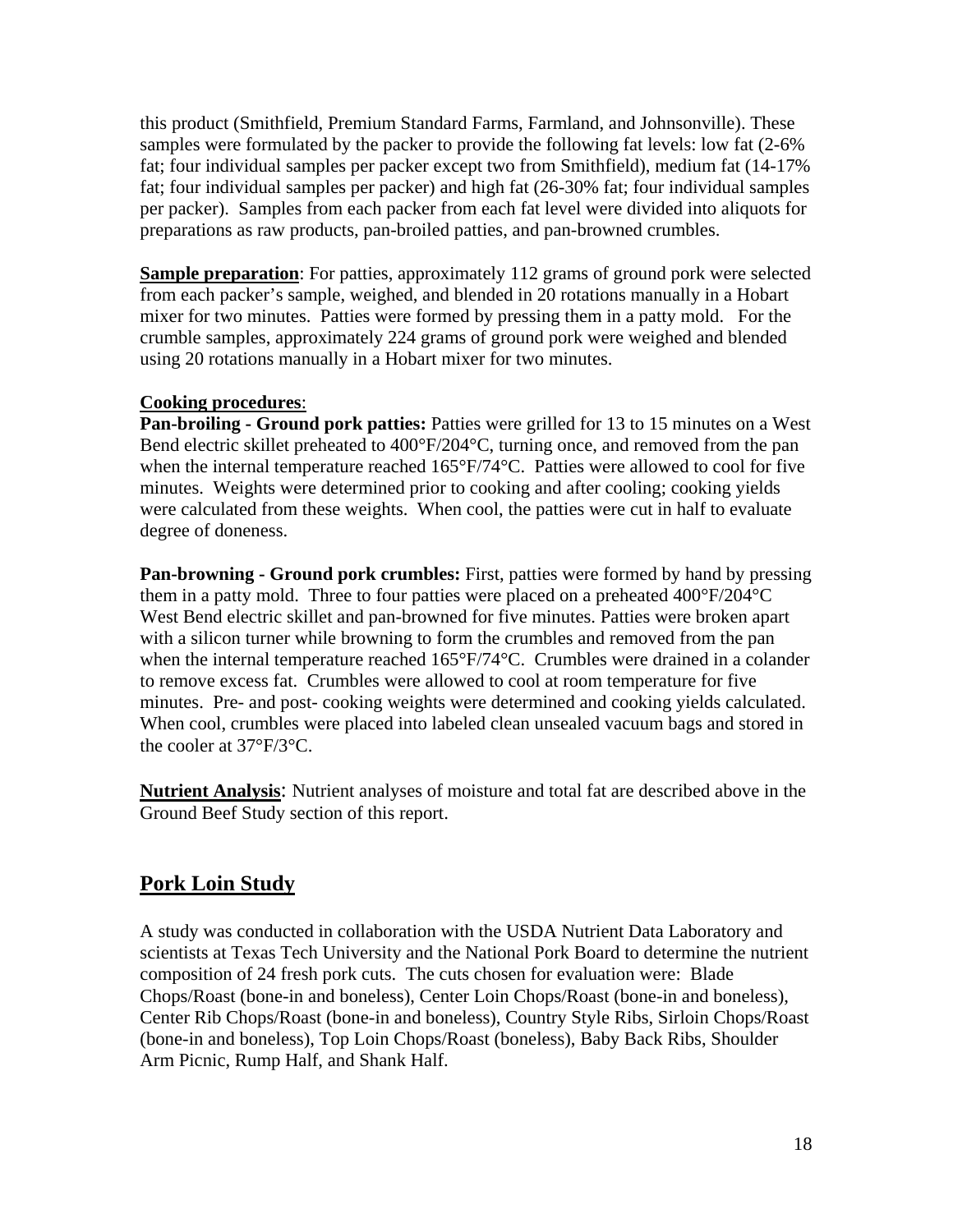this product (Smithfield, Premium Standard Farms, Farmland, and Johnsonville). These samples were formulated by the packer to provide the following fat levels: low fat (2-6% fat; four individual samples per packer except two from Smithfield), medium fat (14-17% fat; four individual samples per packer) and high fat (26-30% fat; four individual samples per packer). Samples from each packer from each fat level were divided into aliquots for preparations as raw products, pan-broiled patties, and pan-browned crumbles.

**Sample preparation**: For patties, approximately 112 grams of ground pork were selected from each packer's sample, weighed, and blended in 20 rotations manually in a Hobart mixer for two minutes. Patties were formed by pressing them in a patty mold. For the crumble samples, approximately 224 grams of ground pork were weighed and blended using 20 rotations manually in a Hobart mixer for two minutes.

**Cooking procedures**:

**Pan-broiling - Ground pork patties:** Patties were grilled for 13 to 15 minutes on a West Bend electric skillet preheated to 400°F/204°C, turning once, and removed from the pan when the internal temperature reached 165°F/74°C. Patties were allowed to cool for five minutes. Weights were determined prior to cooking and after cooling; cooking yields were calculated from these weights. When cool, the patties were cut in half to evaluate degree of doneness.

**Pan-browning - Ground pork crumbles:** First, patties were formed by hand by pressing them in a patty mold. Three to four patties were placed on a preheated 400°F/204°C West Bend electric skillet and pan-browned for five minutes. Patties were broken apart with a silicon turner while browning to form the crumbles and removed from the pan when the internal temperature reached 165°F/74°C. Crumbles were drained in a colander to remove excess fat. Crumbles were allowed to cool at room temperature for five minutes. Pre- and post- cooking weights were determined and cooking yields calculated. When cool, crumbles were placed into labeled clean unsealed vacuum bags and stored in the cooler at 37°F/3°C.

**Nutrient Analysis**: Nutrient analyses of moisture and total fat are described above in the Ground Beef Study section of this report.

## Pork Loin Study

A study was conducted in collaboration with the USDA Nutrient Data Laboratory and scientists at Texas Tech University and the National Pork Board to determine the nutrient composition of 24 fresh pork cuts. The cuts chosen for evaluation were: Blade Chops/Roast (bone-in and boneless), Center Loin Chops/Roast (bone-in and boneless), Center Rib Chops/Roast (bone-in and boneless), Country Style Ribs, Sirloin Chops/Roast (bone-in and boneless), Top Loin Chops/Roast (boneless), Baby Back Ribs, Shoulder Arm Picnic, Rump Half, and Shank Half.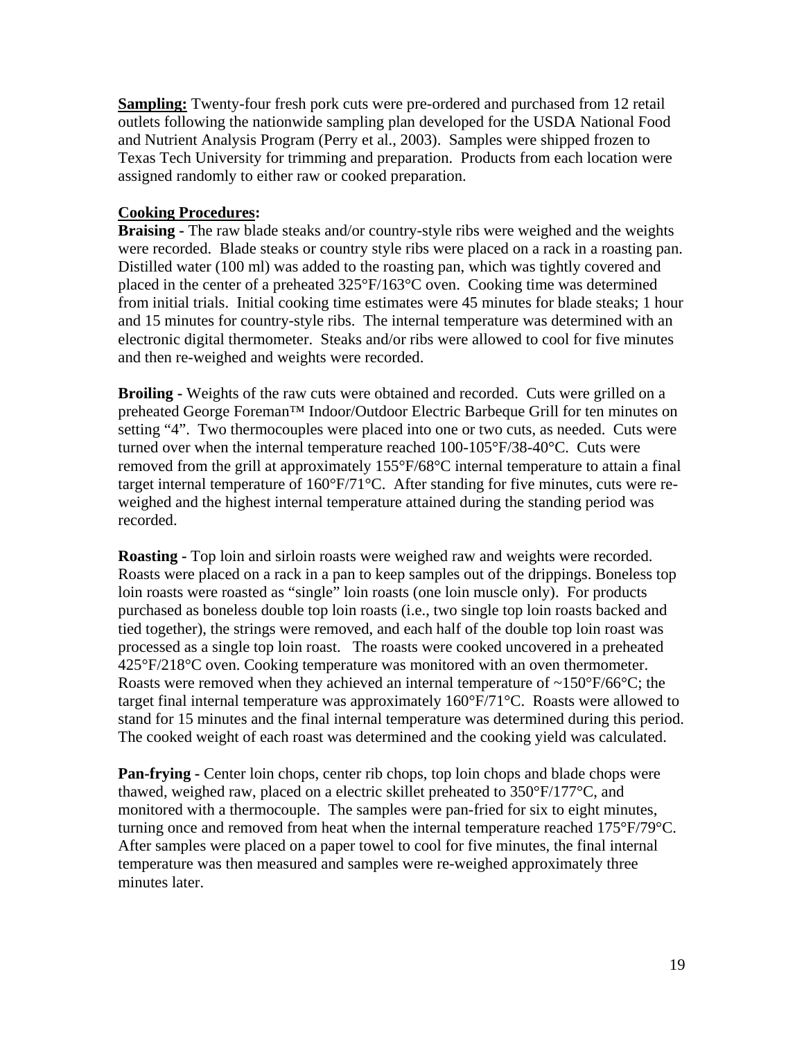**Sampling:** Twenty-four fresh pork cuts were pre-ordered and purchased from 12 retail outlets following the nationwide sampling plan developed for the USDA National Food and Nutrient Analysis Program (Perry et al., 2003). Samples were shipped frozen to Texas Tech University for trimming and preparation. Products from each location were assigned randomly to either raw or cooked preparation.

**Cooking Procedures:**

**Braising -** The raw blade steaks and/or country-style ribs were weighed and the weights were recorded. Blade steaks or country style ribs were placed on a rack in a roasting pan. Distilled water (100 ml) was added to the roasting pan, which was tightly covered and placed in the center of a preheated 325°F/163°C oven. Cooking time was determined from initial trials. Initial cooking time estimates were 45 minutes for blade steaks; 1 hour and 15 minutes for country-style ribs. The internal temperature was determined with an electronic digital thermometer. Steaks and/or ribs were allowed to cool for five minutes and then re-weighed and weights were recorded.

**Broiling -** Weights of the raw cuts were obtained and recorded. Cuts were grilled on a preheated George Foreman™ Indoor/Outdoor Electric Barbeque Grill for ten minutes on setting "4". Two thermocouples were placed into one or two cuts, as needed. Cuts were turned over when the internal temperature reached 100-105°F/38-40°C. Cuts were removed from the grill at approximately 155°F/68°C internal temperature to attain a final target internal temperature of 160°F/71°C. After standing for five minutes, cuts were re-weighed and the highest internal temperature attained during the standing period was recorded.

**Roasting -** Top loin and sirloin roasts were weighed raw and weights were recorded. Roasts were placed on a rack in a pan to keep samples out of the drippings. Boneless top loin roasts were roasted as "single" loin roasts (one loin muscle only). For products purchased as boneless double top loin roasts (i.e., two single top loin roasts backed and tied together), the strings were removed, and each half of the double top loin roast was processed as a single top loin roast. The roasts were cooked uncovered in a preheated 425°F/218°C oven. Cooking temperature was monitored with an oven thermometer. Roasts were removed when they achieved an internal temperature of ~150°F/66°C; the target final internal temperature was approximately 160°F/71°C. Roasts were allowed to stand for 15 minutes and the final internal temperature was determined during this period. The cooked weight of each roast was determined and the cooking yield was calculated.

**Pan-frying -** Center loin chops, center rib chops, top loin chops and blade chops were thawed, weighed raw, placed on a electric skillet preheated to 350°F/177°C, and monitored with a thermocouple. The samples were pan-fried for six to eight minutes, turning once and removed from heat when the internal temperature reached 175°F/79°C. After samples were placed on a paper towel to cool for five minutes, the final internal temperature was then measured and samples were re-weighed approximately three minutes later.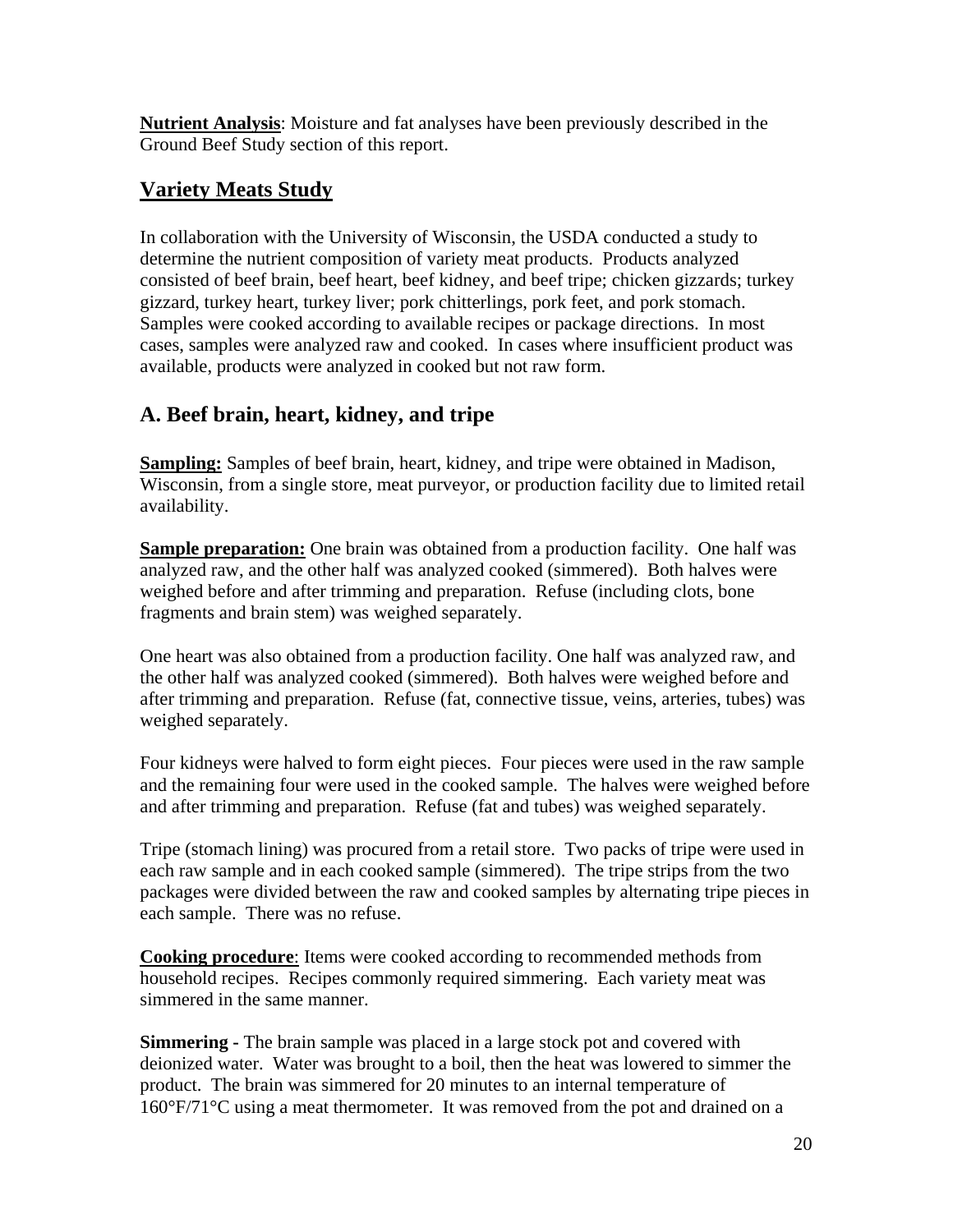**Nutrient Analysis**: Moisture and fat analyses have been previously described in the Ground Beef Study section of this report.

## Variety Meats Study

In collaboration with the University of Wisconsin, the USDA conducted a study to determine the nutrient composition of variety meat products. Products analyzed consisted of beef brain, beef heart, beef kidney, and beef tripe; chicken gizzards; turkey gizzard, turkey heart, turkey liver; pork chitterlings, pork feet, and pork stomach. Samples were cooked according to available recipes or package directions. In most cases, samples were analyzed raw and cooked. In cases where insufficient product was available, products were analyzed in cooked but not raw form.

### A. Beef brain, heart, kidney, and tripe

**Sampling:** Samples of beef brain, heart, kidney, and tripe were obtained in Madison, Wisconsin, from a single store, meat purveyor, or production facility due to limited retail availability.

**Sample preparation:** One brain was obtained from a production facility. One half was analyzed raw, and the other half was analyzed cooked (simmered). Both halves were weighed before and after trimming and preparation. Refuse (including clots, bone fragments and brain stem) was weighed separately.

One heart was also obtained from a production facility. One half was analyzed raw, and the other half was analyzed cooked (simmered). Both halves were weighed before and after trimming and preparation. Refuse (fat, connective tissue, veins, arteries, tubes) was weighed separately.

Four kidneys were halved to form eight pieces. Four pieces were used in the raw sample and the remaining four were used in the cooked sample. The halves were weighed before and after trimming and preparation. Refuse (fat and tubes) was weighed separately.

Tripe (stomach lining) was procured from a retail store. Two packs of tripe were used in each raw sample and in each cooked sample (simmered). The tripe strips from the two packages were divided between the raw and cooked samples by alternating tripe pieces in each sample. There was no refuse.

**Cooking procedure**: Items were cooked according to recommended methods from household recipes. Recipes commonly required simmering. Each variety meat was simmered in the same manner.

**Simmering -** The brain sample was placed in a large stock pot and covered with deionized water. Water was brought to a boil, then the heat was lowered to simmer the product. The brain was simmered for 20 minutes to an internal temperature of 160°F/71°C using a meat thermometer. It was removed from the pot and drained on a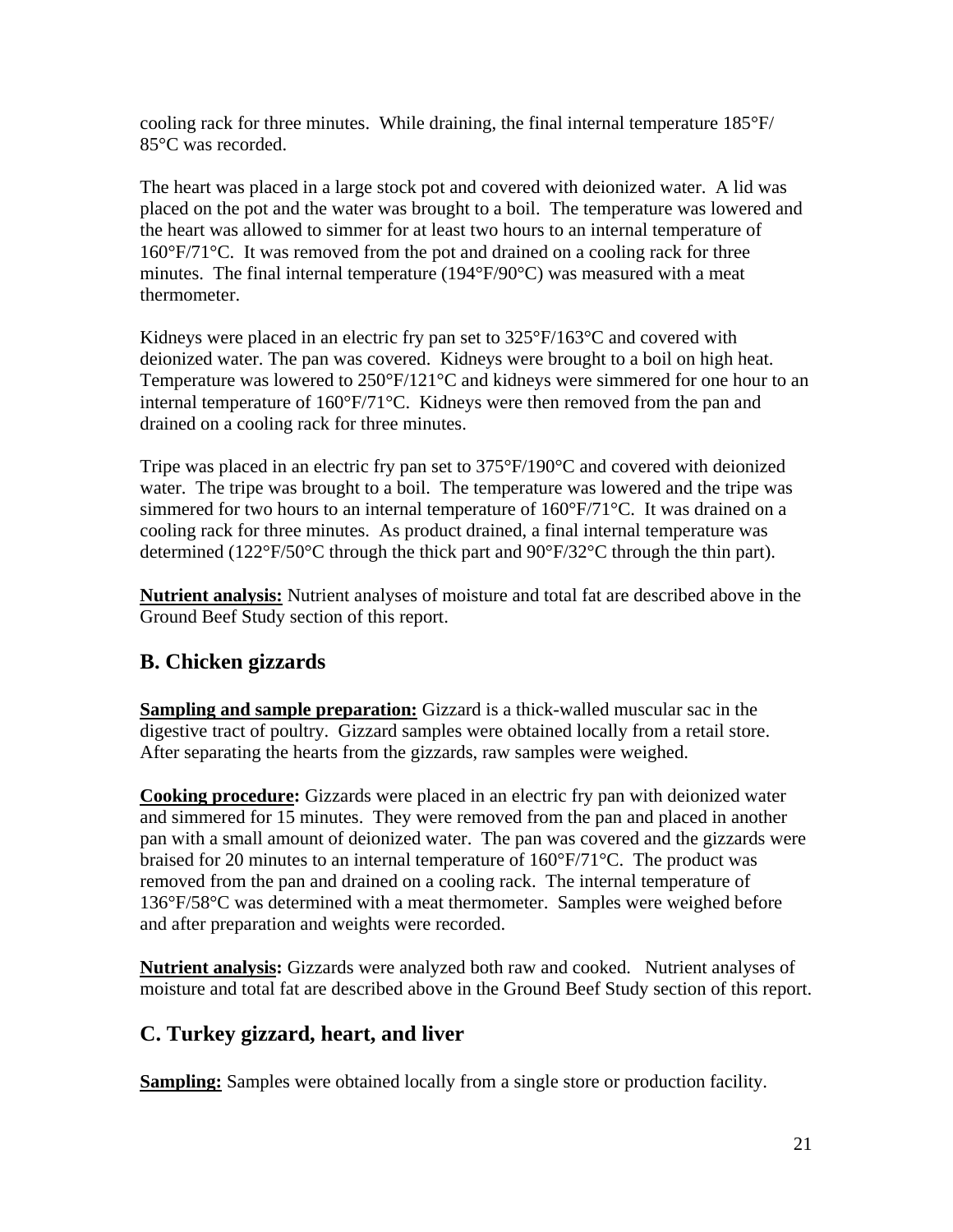cooling rack for three minutes. While draining, the final internal temperature 185°F/ 85°C was recorded.

The heart was placed in a large stock pot and covered with deionized water. A lid was placed on the pot and the water was brought to a boil. The temperature was lowered and the heart was allowed to simmer for at least two hours to an internal temperature of 160°F/71°C. It was removed from the pot and drained on a cooling rack for three minutes. The final internal temperature (194°F/90°C) was measured with a meat thermometer.

Kidneys were placed in an electric fry pan set to 325°F/163°C and covered with deionized water. The pan was covered. Kidneys were brought to a boil on high heat. Temperature was lowered to 250°F/121°C and kidneys were simmered for one hour to an internal temperature of 160°F/71°C. Kidneys were then removed from the pan and drained on a cooling rack for three minutes.

Tripe was placed in an electric fry pan set to 375°F/190°C and covered with deionized water. The tripe was brought to a boil. The temperature was lowered and the tripe was simmered for two hours to an internal temperature of 160°F/71°C. It was drained on a cooling rack for three minutes. As product drained, a final internal temperature was determined (122°F/50°C through the thick part and 90°F/32°C through the thin part).

**Nutrient analysis:** Nutrient analyses of moisture and total fat are described above in the Ground Beef Study section of this report.

## B. Chicken gizzards

**Sampling and sample preparation:** Gizzard is a thick-walled muscular sac in the digestive tract of poultry. Gizzard samples were obtained locally from a retail store. After separating the hearts from the gizzards, raw samples were weighed.

**Cooking procedure:** Gizzards were placed in an electric fry pan with deionized water and simmered for 15 minutes. They were removed from the pan and placed in another pan with a small amount of deionized water. The pan was covered and the gizzards were braised for 20 minutes to an internal temperature of 160°F/71°C. The product was removed from the pan and drained on a cooling rack. The internal temperature of 136°F/58°C was determined with a meat thermometer. Samples were weighed before and after preparation and weights were recorded.

**Nutrient analysis:** Gizzards were analyzed both raw and cooked. Nutrient analyses of moisture and total fat are described above in the Ground Beef Study section of this report.

## C. Turkey gizzard, heart, and liver

**Sampling:** Samples were obtained locally from a single store or production facility.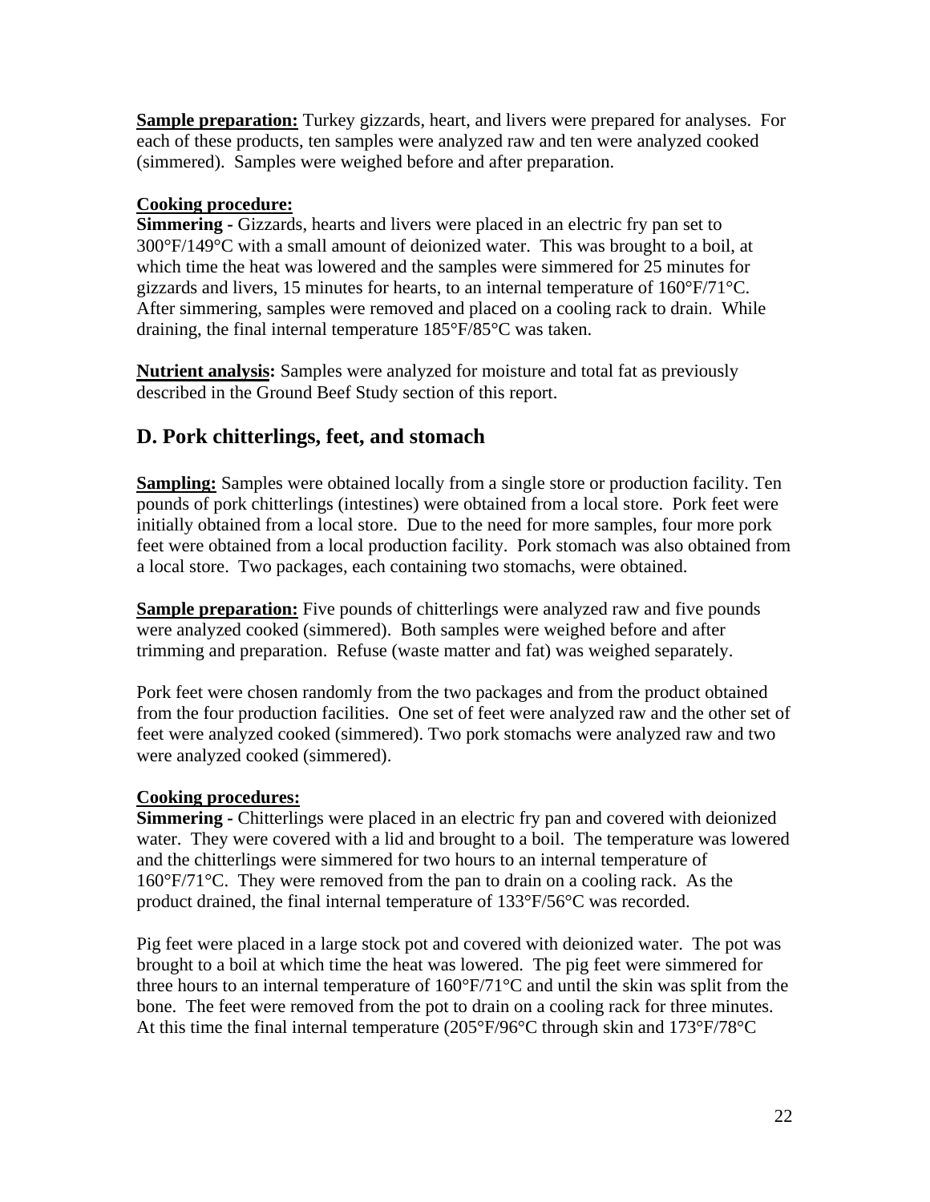**Sample preparation:** Turkey gizzards, heart, and livers were prepared for analyses. For each of these products, ten samples were analyzed raw and ten were analyzed cooked (simmered). Samples were weighed before and after preparation.

**Cooking procedure:**

**Simmering -** Gizzards, hearts and livers were placed in an electric fry pan set to 300°F/149°C with a small amount of deionized water. This was brought to a boil, at which time the heat was lowered and the samples were simmered for 25 minutes for gizzards and livers, 15 minutes for hearts, to an internal temperature of 160°F/71°C. After simmering, samples were removed and placed on a cooling rack to drain. While draining, the final internal temperature 185°F/85°C was taken.

**Nutrient analysis:** Samples were analyzed for moisture and total fat as previously described in the Ground Beef Study section of this report.

## D. Pork chitterlings, feet, and stomach

**Sampling:** Samples were obtained locally from a single store or production facility. Ten pounds of pork chitterlings (intestines) were obtained from a local store. Pork feet were initially obtained from a local store. Due to the need for more samples, four more pork feet were obtained from a local production facility. Pork stomach was also obtained from a local store. Two packages, each containing two stomachs, were obtained.

**Sample preparation:** Five pounds of chitterlings were analyzed raw and five pounds were analyzed cooked (simmered). Both samples were weighed before and after trimming and preparation. Refuse (waste matter and fat) was weighed separately.

Pork feet were chosen randomly from the two packages and from the product obtained from the four production facilities. One set of feet were analyzed raw and the other set of feet were analyzed cooked (simmered). Two pork stomachs were analyzed raw and two were analyzed cooked (simmered).

**Cooking procedures:**

**Simmering -** Chitterlings were placed in an electric fry pan and covered with deionized water. They were covered with a lid and brought to a boil. The temperature was lowered and the chitterlings were simmered for two hours to an internal temperature of 160°F/71°C. They were removed from the pan to drain on a cooling rack. As the product drained, the final internal temperature of 133°F/56°C was recorded.

Pig feet were placed in a large stock pot and covered with deionized water. The pot was brought to a boil at which time the heat was lowered. The pig feet were simmered for three hours to an internal temperature of 160°F/71°C and until the skin was split from the bone. The feet were removed from the pot to drain on a cooling rack for three minutes. At this time the final internal temperature (205°F/96°C through skin and 173°F/78°C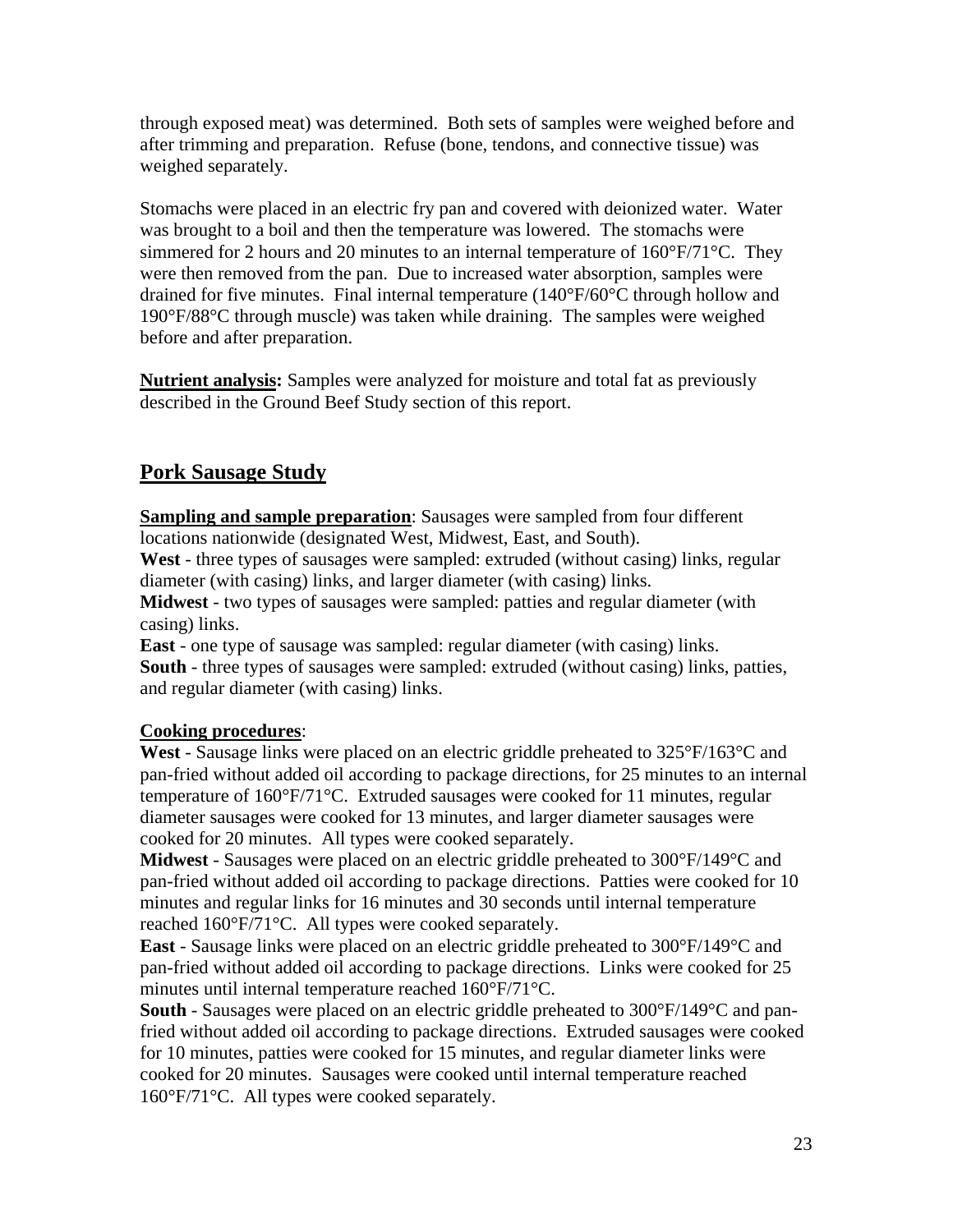through exposed meat) was determined. Both sets of samples were weighed before and after trimming and preparation. Refuse (bone, tendons, and connective tissue) was weighed separately.

Stomachs were placed in an electric fry pan and covered with deionized water. Water was brought to a boil and then the temperature was lowered. The stomachs were simmered for 2 hours and 20 minutes to an internal temperature of 160°F/71°C. They were then removed from the pan. Due to increased water absorption, samples were drained for five minutes. Final internal temperature (140°F/60°C through hollow and 190°F/88°C through muscle) was taken while draining. The samples were weighed before and after preparation.

**Nutrient analysis:** Samples were analyzed for moisture and total fat as previously described in the Ground Beef Study section of this report.

## Pork Sausage Study

**Sampling and sample preparation**: Sausages were sampled from four different locations nationwide (designated West, Midwest, East, and South).
**West** - three types of sausages were sampled: extruded (without casing) links, regular diameter (with casing) links, and larger diameter (with casing) links.
**Midwest** - two types of sausages were sampled: patties and regular diameter (with casing) links.
**East** - one type of sausage was sampled: regular diameter (with casing) links.
**South** - three types of sausages were sampled: extruded (without casing) links, patties, and regular diameter (with casing) links.

**Cooking procedures**:
**West** - Sausage links were placed on an electric griddle preheated to 325°F/163°C and pan-fried without added oil according to package directions, for 25 minutes to an internal temperature of 160°F/71°C. Extruded sausages were cooked for 11 minutes, regular diameter sausages were cooked for 13 minutes, and larger diameter sausages were cooked for 20 minutes. All types were cooked separately.
**Midwest** - Sausages were placed on an electric griddle preheated to 300°F/149°C and pan-fried without added oil according to package directions. Patties were cooked for 10 minutes and regular links for 16 minutes and 30 seconds until internal temperature reached 160°F/71°C. All types were cooked separately.
**East** - Sausage links were placed on an electric griddle preheated to 300°F/149°C and pan-fried without added oil according to package directions. Links were cooked for 25 minutes until internal temperature reached 160°F/71°C.
**South** - Sausages were placed on an electric griddle preheated to 300°F/149°C and pan-fried without added oil according to package directions. Extruded sausages were cooked for 10 minutes, patties were cooked for 15 minutes, and regular diameter links were cooked for 20 minutes. Sausages were cooked until internal temperature reached 160°F/71°C. All types were cooked separately.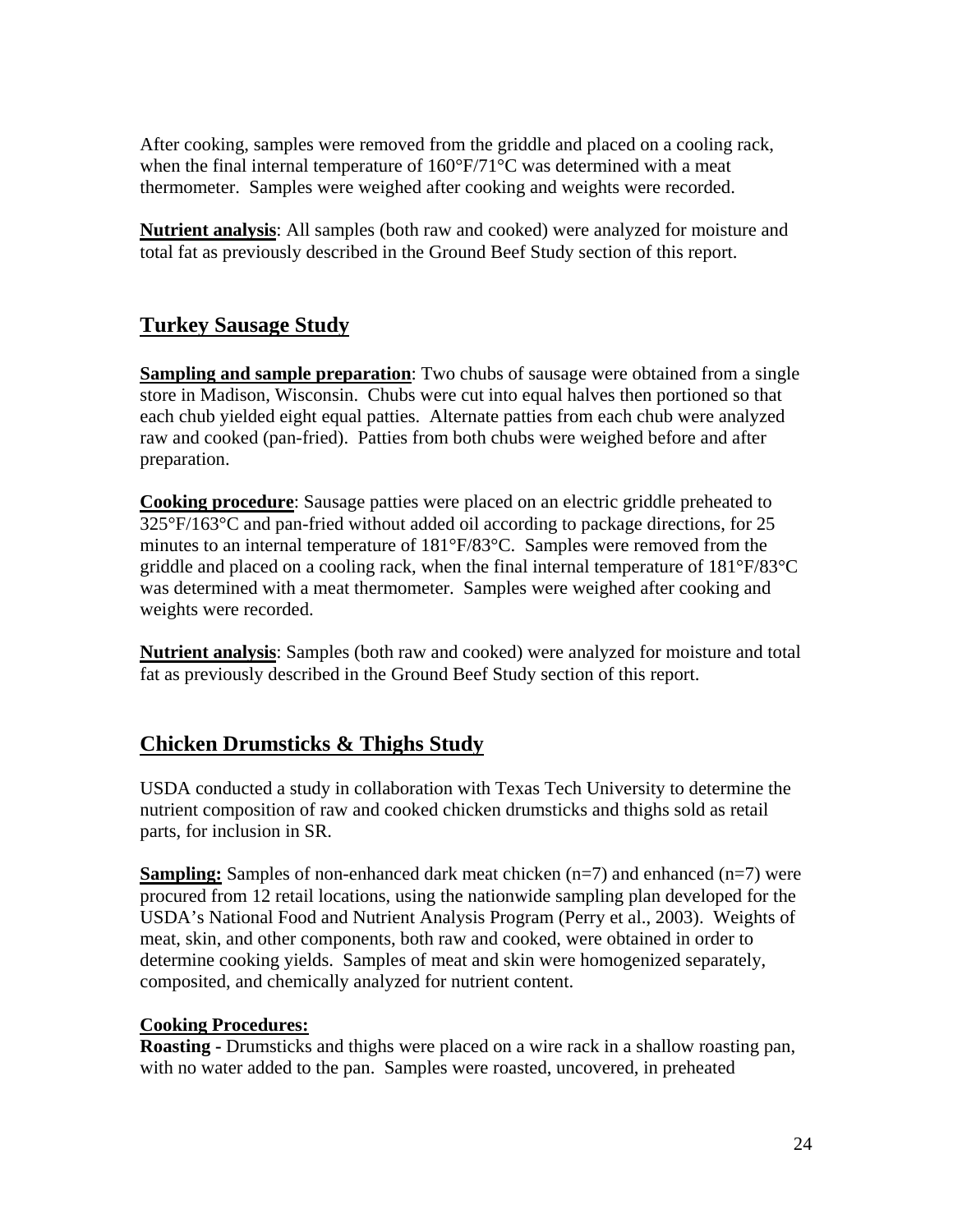After cooking, samples were removed from the griddle and placed on a cooling rack, when the final internal temperature of 160°F/71°C was determined with a meat thermometer. Samples were weighed after cooking and weights were recorded.

**Nutrient analysis**: All samples (both raw and cooked) were analyzed for moisture and total fat as previously described in the Ground Beef Study section of this report.

## Turkey Sausage Study

**Sampling and sample preparation**: Two chubs of sausage were obtained from a single store in Madison, Wisconsin. Chubs were cut into equal halves then portioned so that each chub yielded eight equal patties. Alternate patties from each chub were analyzed raw and cooked (pan-fried). Patties from both chubs were weighed before and after preparation.

**Cooking procedure**: Sausage patties were placed on an electric griddle preheated to 325°F/163°C and pan-fried without added oil according to package directions, for 25 minutes to an internal temperature of 181°F/83°C. Samples were removed from the griddle and placed on a cooling rack, when the final internal temperature of 181°F/83°C was determined with a meat thermometer. Samples were weighed after cooking and weights were recorded.

**Nutrient analysis**: Samples (both raw and cooked) were analyzed for moisture and total fat as previously described in the Ground Beef Study section of this report.

## Chicken Drumsticks & Thighs Study

USDA conducted a study in collaboration with Texas Tech University to determine the nutrient composition of raw and cooked chicken drumsticks and thighs sold as retail parts, for inclusion in SR.

**Sampling:** Samples of non-enhanced dark meat chicken (n=7) and enhanced (n=7) were procured from 12 retail locations, using the nationwide sampling plan developed for the USDA's National Food and Nutrient Analysis Program (Perry et al., 2003). Weights of meat, skin, and other components, both raw and cooked, were obtained in order to determine cooking yields. Samples of meat and skin were homogenized separately, composited, and chemically analyzed for nutrient content.

**Cooking Procedures:**

**Roasting -** Drumsticks and thighs were placed on a wire rack in a shallow roasting pan, with no water added to the pan. Samples were roasted, uncovered, in preheated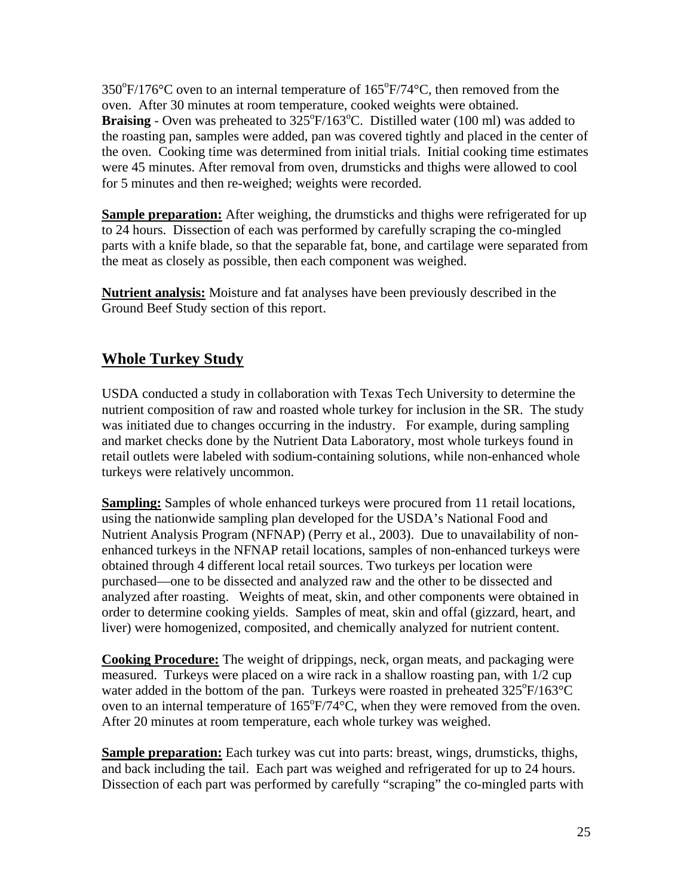350°F/176°C oven to an internal temperature of 165°F/74°C, then removed from the oven. After 30 minutes at room temperature, cooked weights were obtained.
**Braising** - Oven was preheated to 325°F/163°C. Distilled water (100 ml) was added to the roasting pan, samples were added, pan was covered tightly and placed in the center of the oven. Cooking time was determined from initial trials. Initial cooking time estimates were 45 minutes. After removal from oven, drumsticks and thighs were allowed to cool for 5 minutes and then re-weighed; weights were recorded.

**Sample preparation:** After weighing, the drumsticks and thighs were refrigerated for up to 24 hours. Dissection of each was performed by carefully scraping the co-mingled parts with a knife blade, so that the separable fat, bone, and cartilage were separated from the meat as closely as possible, then each component was weighed.

**Nutrient analysis:** Moisture and fat analyses have been previously described in the Ground Beef Study section of this report.

## Whole Turkey Study

USDA conducted a study in collaboration with Texas Tech University to determine the nutrient composition of raw and roasted whole turkey for inclusion in the SR. The study was initiated due to changes occurring in the industry. For example, during sampling and market checks done by the Nutrient Data Laboratory, most whole turkeys found in retail outlets were labeled with sodium-containing solutions, while non-enhanced whole turkeys were relatively uncommon.

**Sampling:** Samples of whole enhanced turkeys were procured from 11 retail locations, using the nationwide sampling plan developed for the USDA's National Food and Nutrient Analysis Program (NFNAP) (Perry et al., 2003). Due to unavailability of non-enhanced turkeys in the NFNAP retail locations, samples of non-enhanced turkeys were obtained through 4 different local retail sources. Two turkeys per location were purchased—one to be dissected and analyzed raw and the other to be dissected and analyzed after roasting. Weights of meat, skin, and other components were obtained in order to determine cooking yields. Samples of meat, skin and offal (gizzard, heart, and liver) were homogenized, composited, and chemically analyzed for nutrient content.

**Cooking Procedure:** The weight of drippings, neck, organ meats, and packaging were measured. Turkeys were placed on a wire rack in a shallow roasting pan, with 1/2 cup water added in the bottom of the pan. Turkeys were roasted in preheated 325°F/163°C oven to an internal temperature of 165°F/74°C, when they were removed from the oven. After 20 minutes at room temperature, each whole turkey was weighed.

**Sample preparation:** Each turkey was cut into parts: breast, wings, drumsticks, thighs, and back including the tail. Each part was weighed and refrigerated for up to 24 hours. Dissection of each part was performed by carefully "scraping" the co-mingled parts with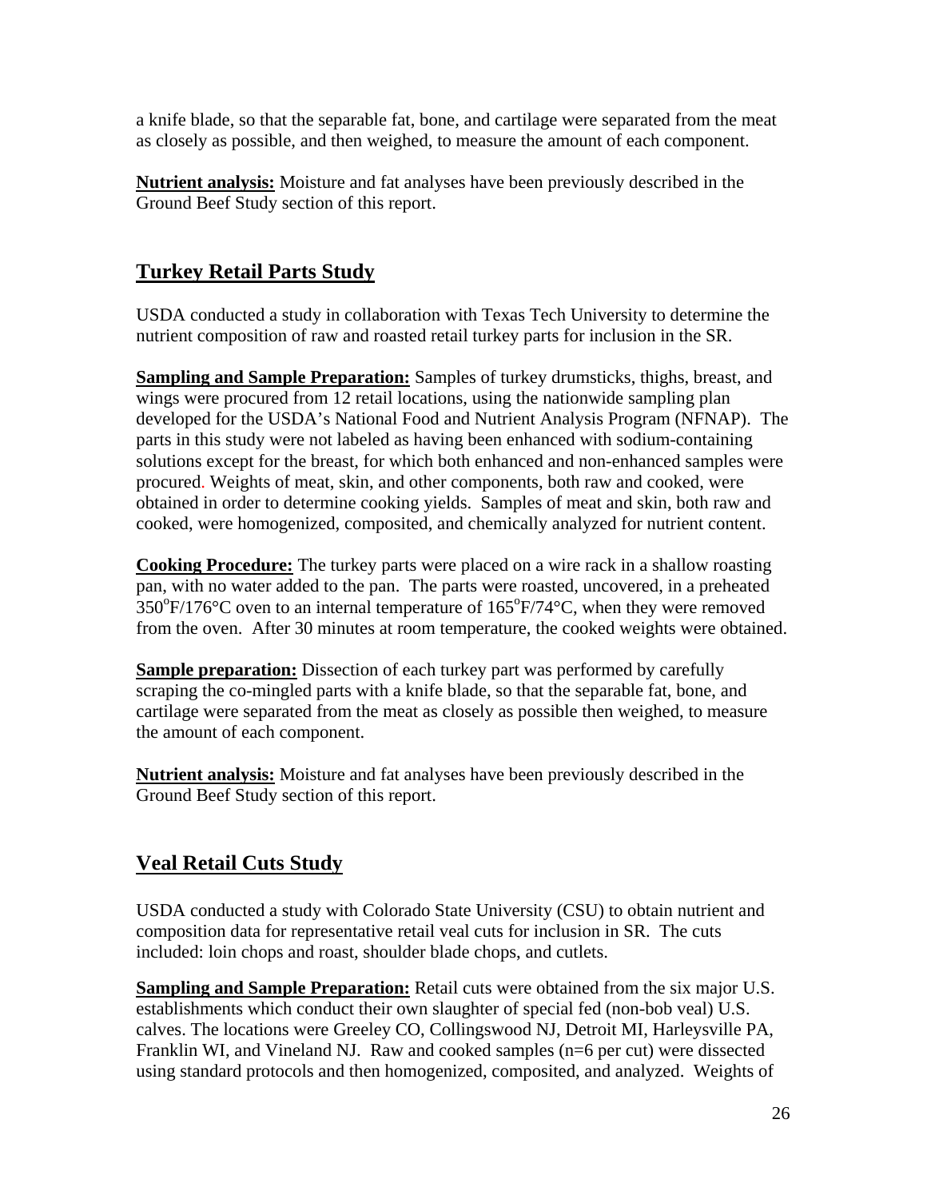a knife blade, so that the separable fat, bone, and cartilage were separated from the meat as closely as possible, and then weighed, to measure the amount of each component.

**Nutrient analysis:** Moisture and fat analyses have been previously described in the Ground Beef Study section of this report.

## Turkey Retail Parts Study

USDA conducted a study in collaboration with Texas Tech University to determine the nutrient composition of raw and roasted retail turkey parts for inclusion in the SR.

**Sampling and Sample Preparation:** Samples of turkey drumsticks, thighs, breast, and wings were procured from 12 retail locations, using the nationwide sampling plan developed for the USDA's National Food and Nutrient Analysis Program (NFNAP). The parts in this study were not labeled as having been enhanced with sodium-containing solutions except for the breast, for which both enhanced and non-enhanced samples were procured. Weights of meat, skin, and other components, both raw and cooked, were obtained in order to determine cooking yields. Samples of meat and skin, both raw and cooked, were homogenized, composited, and chemically analyzed for nutrient content.

**Cooking Procedure:** The turkey parts were placed on a wire rack in a shallow roasting pan, with no water added to the pan. The parts were roasted, uncovered, in a preheated 350°F/176°C oven to an internal temperature of 165°F/74°C, when they were removed from the oven. After 30 minutes at room temperature, the cooked weights were obtained.

**Sample preparation:** Dissection of each turkey part was performed by carefully scraping the co-mingled parts with a knife blade, so that the separable fat, bone, and cartilage were separated from the meat as closely as possible then weighed, to measure the amount of each component.

**Nutrient analysis:** Moisture and fat analyses have been previously described in the Ground Beef Study section of this report.

## Veal Retail Cuts Study

USDA conducted a study with Colorado State University (CSU) to obtain nutrient and composition data for representative retail veal cuts for inclusion in SR. The cuts included: loin chops and roast, shoulder blade chops, and cutlets.

**Sampling and Sample Preparation:** Retail cuts were obtained from the six major U.S. establishments which conduct their own slaughter of special fed (non-bob veal) U.S. calves. The locations were Greeley CO, Collingswood NJ, Detroit MI, Harleysville PA, Franklin WI, and Vineland NJ. Raw and cooked samples (n=6 per cut) were dissected using standard protocols and then homogenized, composited, and analyzed. Weights of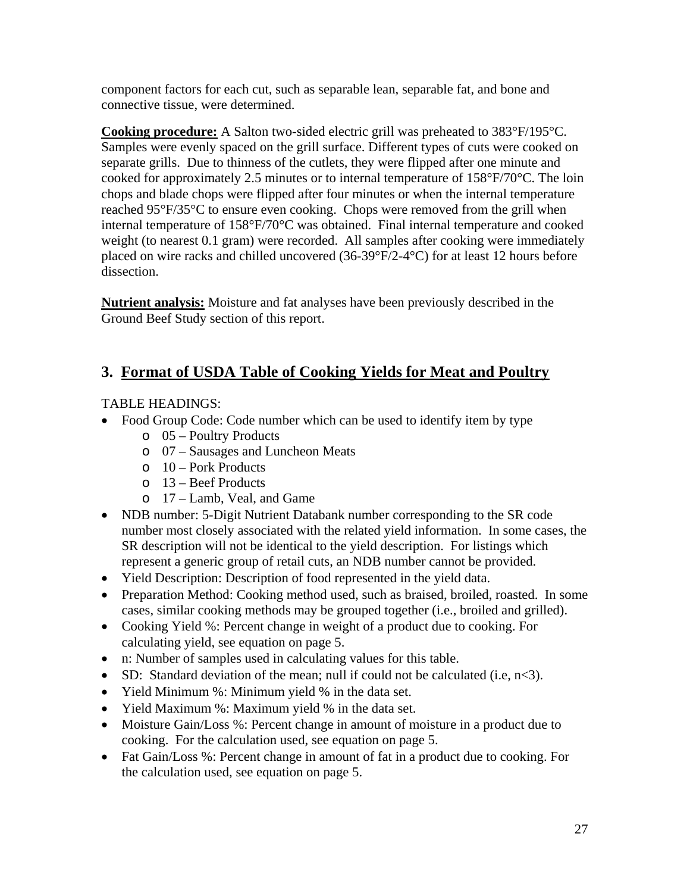component factors for each cut, such as separable lean, separable fat, and bone and connective tissue, were determined.

**Cooking procedure:** A Salton two-sided electric grill was preheated to 383°F/195°C. Samples were evenly spaced on the grill surface. Different types of cuts were cooked on separate grills. Due to thinness of the cutlets, they were flipped after one minute and cooked for approximately 2.5 minutes or to internal temperature of 158°F/70°C. The loin chops and blade chops were flipped after four minutes or when the internal temperature reached 95°F/35°C to ensure even cooking. Chops were removed from the grill when internal temperature of 158°F/70°C was obtained. Final internal temperature and cooked weight (to nearest 0.1 gram) were recorded. All samples after cooking were immediately placed on wire racks and chilled uncovered (36-39°F/2-4°C) for at least 12 hours before dissection.

**Nutrient analysis:** Moisture and fat analyses have been previously described in the Ground Beef Study section of this report.

## 3. Format of USDA Table of Cooking Yields for Meat and Poultry

TABLE HEADINGS:

- Food Group Code: Code number which can be used to identify item by type
  - 05 – Poultry Products
  - 07 – Sausages and Luncheon Meats
  - 10 – Pork Products
  - 13 – Beef Products
  - 17 – Lamb, Veal, and Game
- NDB number: 5-Digit Nutrient Databank number corresponding to the SR code number most closely associated with the related yield information. In some cases, the SR description will not be identical to the yield description. For listings which represent a generic group of retail cuts, an NDB number cannot be provided.
- Yield Description: Description of food represented in the yield data.
- Preparation Method: Cooking method used, such as braised, broiled, roasted. In some cases, similar cooking methods may be grouped together (i.e., broiled and grilled).
- Cooking Yield %: Percent change in weight of a product due to cooking. For calculating yield, see equation on page 5.
- n: Number of samples used in calculating values for this table.
- SD: Standard deviation of the mean; null if could not be calculated (i.e, n<3).
- Yield Minimum %: Minimum yield % in the data set.
- Yield Maximum %: Maximum yield % in the data set.
- Moisture Gain/Loss %: Percent change in amount of moisture in a product due to cooking. For the calculation used, see equation on page 5.
- Fat Gain/Loss %: Percent change in amount of fat in a product due to cooking. For the calculation used, see equation on page 5.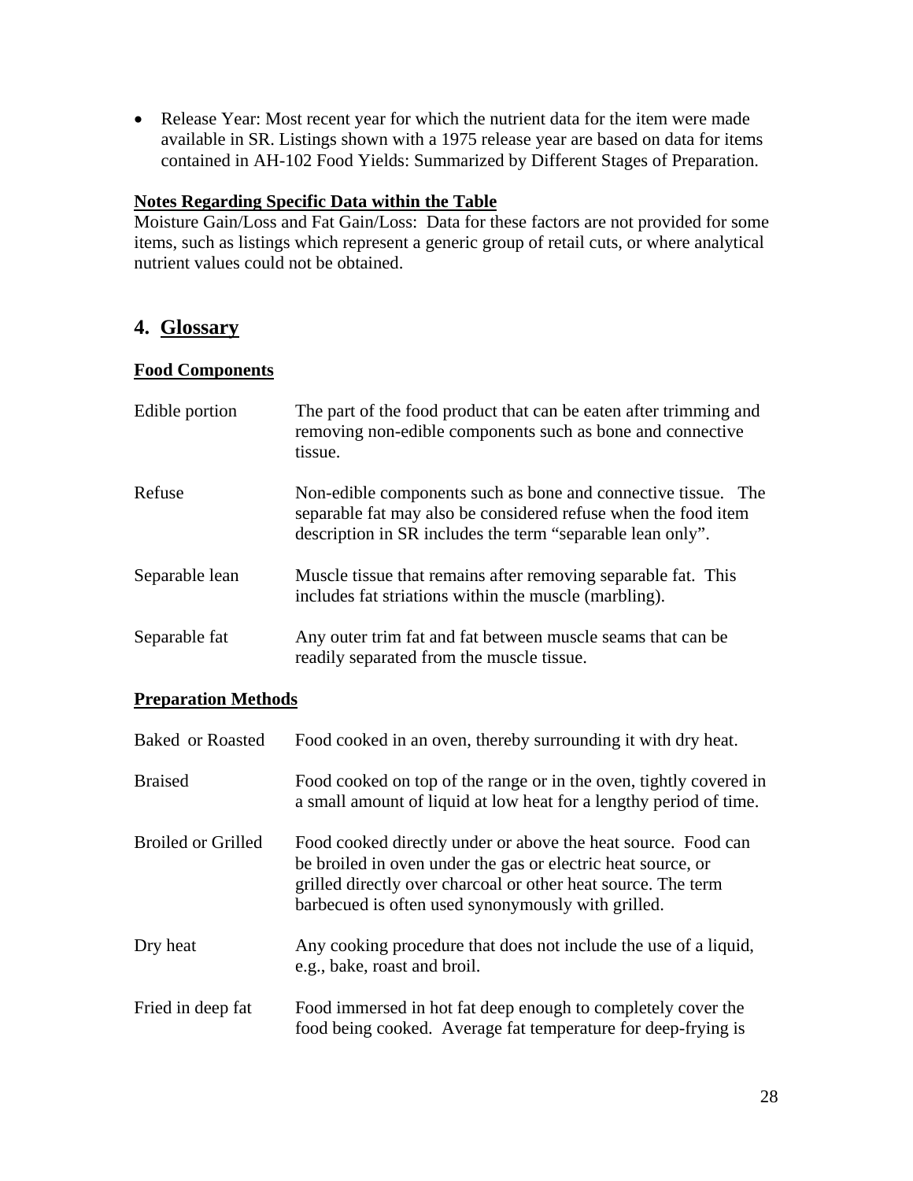- Release Year: Most recent year for which the nutrient data for the item were made available in SR. Listings shown with a 1975 release year are based on data for items contained in AH-102 Food Yields: Summarized by Different Stages of Preparation.

**Notes Regarding Specific Data within the Table**

Moisture Gain/Loss and Fat Gain/Loss: Data for these factors are not provided for some items, such as listings which represent a generic group of retail cuts, or where analytical nutrient values could not be obtained.

## 4. Glossary

**Food Components**

| | |
|---|---|
| Edible portion | The part of the food product that can be eaten after trimming and removing non-edible components such as bone and connective tissue. |
| Refuse | Non-edible components such as bone and connective tissue. The separable fat may also be considered refuse when the food item description in SR includes the term "separable lean only". |
| Separable lean | Muscle tissue that remains after removing separable fat. This includes fat striations within the muscle (marbling). |
| Separable fat | Any outer trim fat and fat between muscle seams that can be readily separated from the muscle tissue. |

**Preparation Methods**

| | |
|---|---|
| Baked or Roasted | Food cooked in an oven, thereby surrounding it with dry heat. |
| Braised | Food cooked on top of the range or in the oven, tightly covered in a small amount of liquid at low heat for a lengthy period of time. |
| Broiled or Grilled | Food cooked directly under or above the heat source. Food can be broiled in oven under the gas or electric heat source, or grilled directly over charcoal or other heat source. The term barbecued is often used synonymously with grilled. |
| Dry heat | Any cooking procedure that does not include the use of a liquid, e.g., bake, roast and broil. |
| Fried in deep fat | Food immersed in hot fat deep enough to completely cover the food being cooked. Average fat temperature for deep-frying is |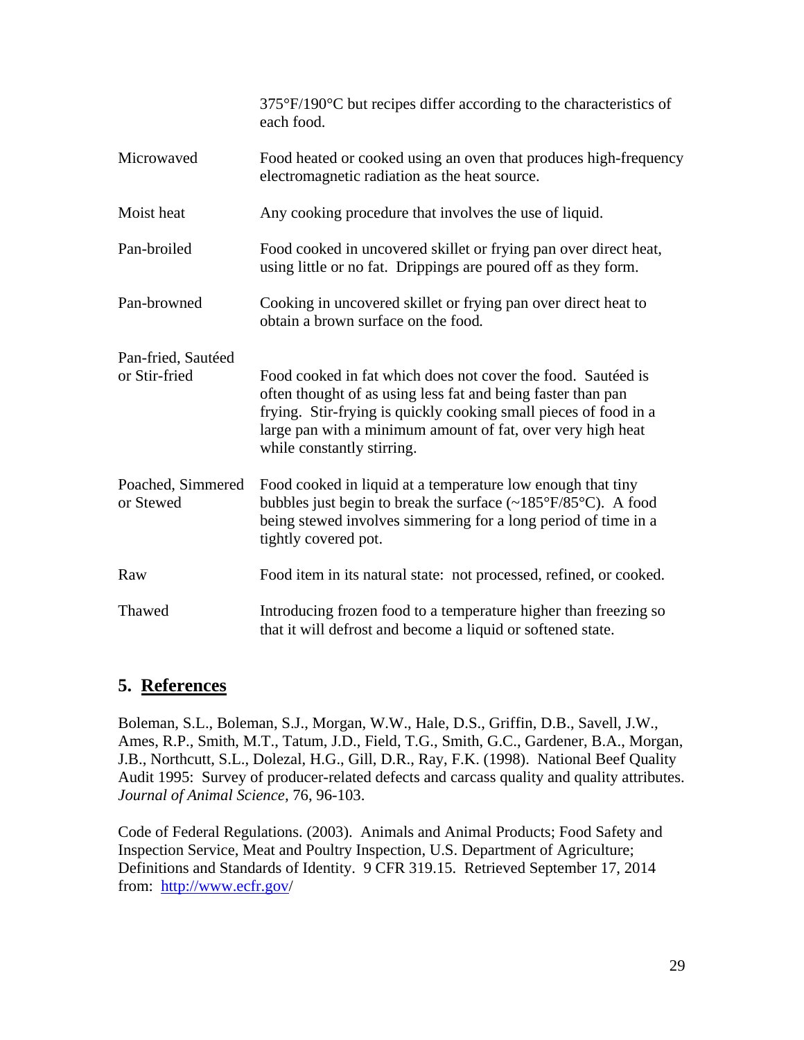| | |
|---|---|
| | 375°F/190°C but recipes differ according to the characteristics of each food. |
| Microwaved | Food heated or cooked using an oven that produces high-frequency electromagnetic radiation as the heat source. |
| Moist heat | Any cooking procedure that involves the use of liquid. |
| Pan-broiled | Food cooked in uncovered skillet or frying pan over direct heat, using little or no fat. Drippings are poured off as they form. |
| Pan-browned | Cooking in uncovered skillet or frying pan over direct heat to obtain a brown surface on the food. |
| Pan-fried, Sautéed or Stir-fried | Food cooked in fat which does not cover the food. Sautéed is often thought of as using less fat and being faster than pan frying. Stir-frying is quickly cooking small pieces of food in a large pan with a minimum amount of fat, over very high heat while constantly stirring. |
| Poached, Simmered or Stewed | Food cooked in liquid at a temperature low enough that tiny bubbles just begin to break the surface (~185°F/85°C). A food being stewed involves simmering for a long period of time in a tightly covered pot. |
| Raw | Food item in its natural state: not processed, refined, or cooked. |
| Thawed | Introducing frozen food to a temperature higher than freezing so that it will defrost and become a liquid or softened state. |

## 5. References

Boleman, S.L., Boleman, S.J., Morgan, W.W., Hale, D.S., Griffin, D.B., Savell, J.W., Ames, R.P., Smith, M.T., Tatum, J.D., Field, T.G., Smith, G.C., Gardener, B.A., Morgan, J.B., Northcutt, S.L., Dolezal, H.G., Gill, D.R., Ray, F.K. (1998). National Beef Quality Audit 1995: Survey of producer-related defects and carcass quality and quality attributes. *Journal of Animal Science,* 76, 96-103.

Code of Federal Regulations. (2003). Animals and Animal Products; Food Safety and Inspection Service, Meat and Poultry Inspection, U.S. Department of Agriculture; Definitions and Standards of Identity. 9 CFR 319.15. Retrieved September 17, 2014 from: http://www.ecfr.gov/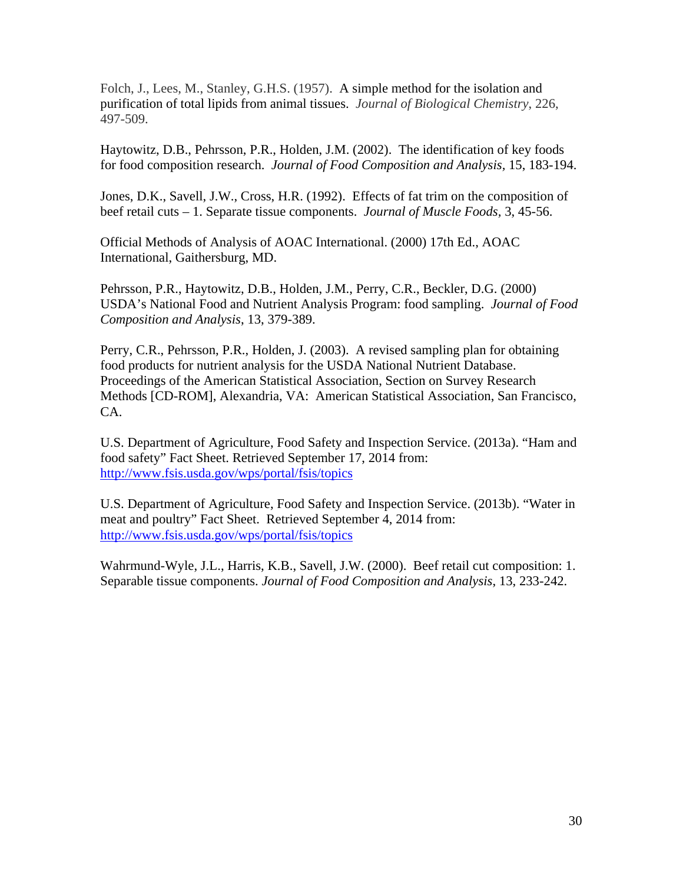Folch, J., Lees, M., Stanley, G.H.S. (1957). A simple method for the isolation and purification of total lipids from animal tissues. *Journal of Biological Chemistry*, 226, 497-509.

Haytowitz, D.B., Pehrsson, P.R., Holden, J.M. (2002). The identification of key foods for food composition research. *Journal of Food Composition and Analysis*, 15, 183-194.

Jones, D.K., Savell, J.W., Cross, H.R. (1992). Effects of fat trim on the composition of beef retail cuts – 1. Separate tissue components. *Journal of Muscle Foods*, 3, 45-56.

Official Methods of Analysis of AOAC International. (2000) 17th Ed., AOAC International, Gaithersburg, MD.

Pehrsson, P.R., Haytowitz, D.B., Holden, J.M., Perry, C.R., Beckler, D.G. (2000) USDA's National Food and Nutrient Analysis Program: food sampling. *Journal of Food Composition and Analysis*, 13, 379-389.

Perry, C.R., Pehrsson, P.R., Holden, J. (2003). A revised sampling plan for obtaining food products for nutrient analysis for the USDA National Nutrient Database. Proceedings of the American Statistical Association, Section on Survey Research Methods [CD-ROM], Alexandria, VA: American Statistical Association, San Francisco, CA.

U.S. Department of Agriculture, Food Safety and Inspection Service. (2013a). "Ham and food safety" Fact Sheet. Retrieved September 17, 2014 from: http://www.fsis.usda.gov/wps/portal/fsis/topics

U.S. Department of Agriculture, Food Safety and Inspection Service. (2013b). "Water in meat and poultry" Fact Sheet. Retrieved September 4, 2014 from: http://www.fsis.usda.gov/wps/portal/fsis/topics

Wahrmund-Wyle, J.L., Harris, K.B., Savell, J.W. (2000). Beef retail cut composition: 1. Separable tissue components. *Journal of Food Composition and Analysis*, 13, 233-242.